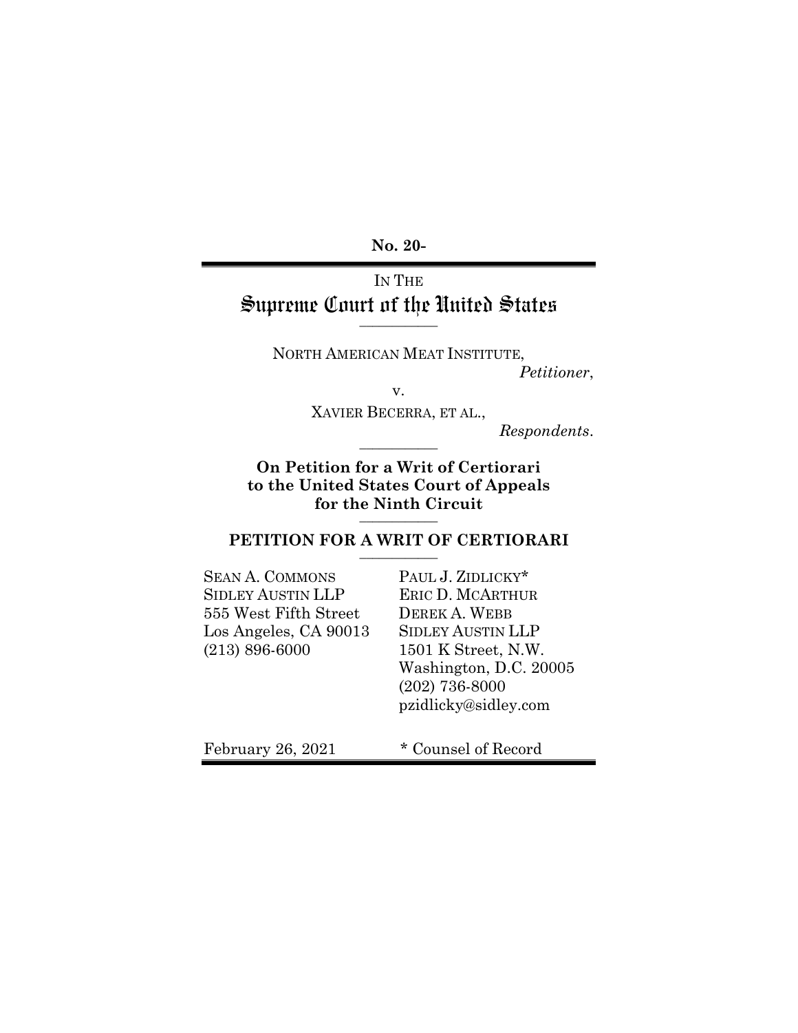**No. 20-**

IN THE

# Supreme Court of the United States

---

NORTH AMERICAN MEAT INSTITUTE,

*Petitioner*,

v.

XAVIER BECERRA, ET AL.,

*Respondents*.

---

**On Petition for a Writ of Certiorari to the United States Court of Appeals for the Ninth Circuit**

---

## PETITION FOR A WRIT OF CERTIORARI

---

SEAN A. COMMONS
SIDLEY AUSTIN LLP
555 West Fifth Street
Los Angeles, CA 90013
(213) 896-6000

PAUL J. ZIDLICKY*
ERIC D. MCARTHUR
DEREK A. WEBB
SIDLEY AUSTIN LLP
1501 K Street, N.W.
Washington, D.C. 20005
(202) 736-8000
pzidlicky@sidley.com

February 26, 2021

\* Counsel of Record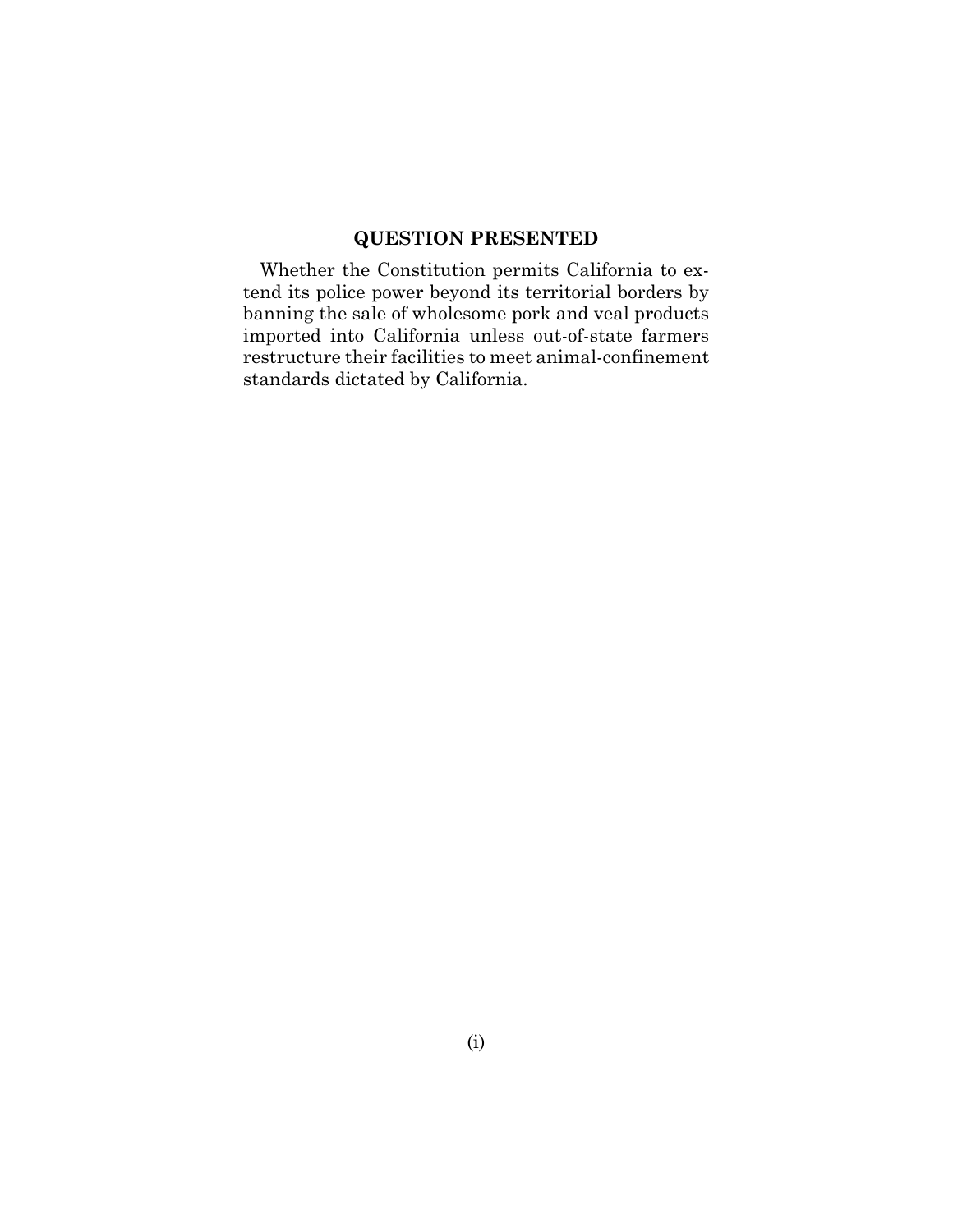## QUESTION PRESENTED

Whether the Constitution permits California to extend its police power beyond its territorial borders by banning the sale of wholesome pork and veal products imported into California unless out-of-state farmers restructure their facilities to meet animal-confinement standards dictated by California.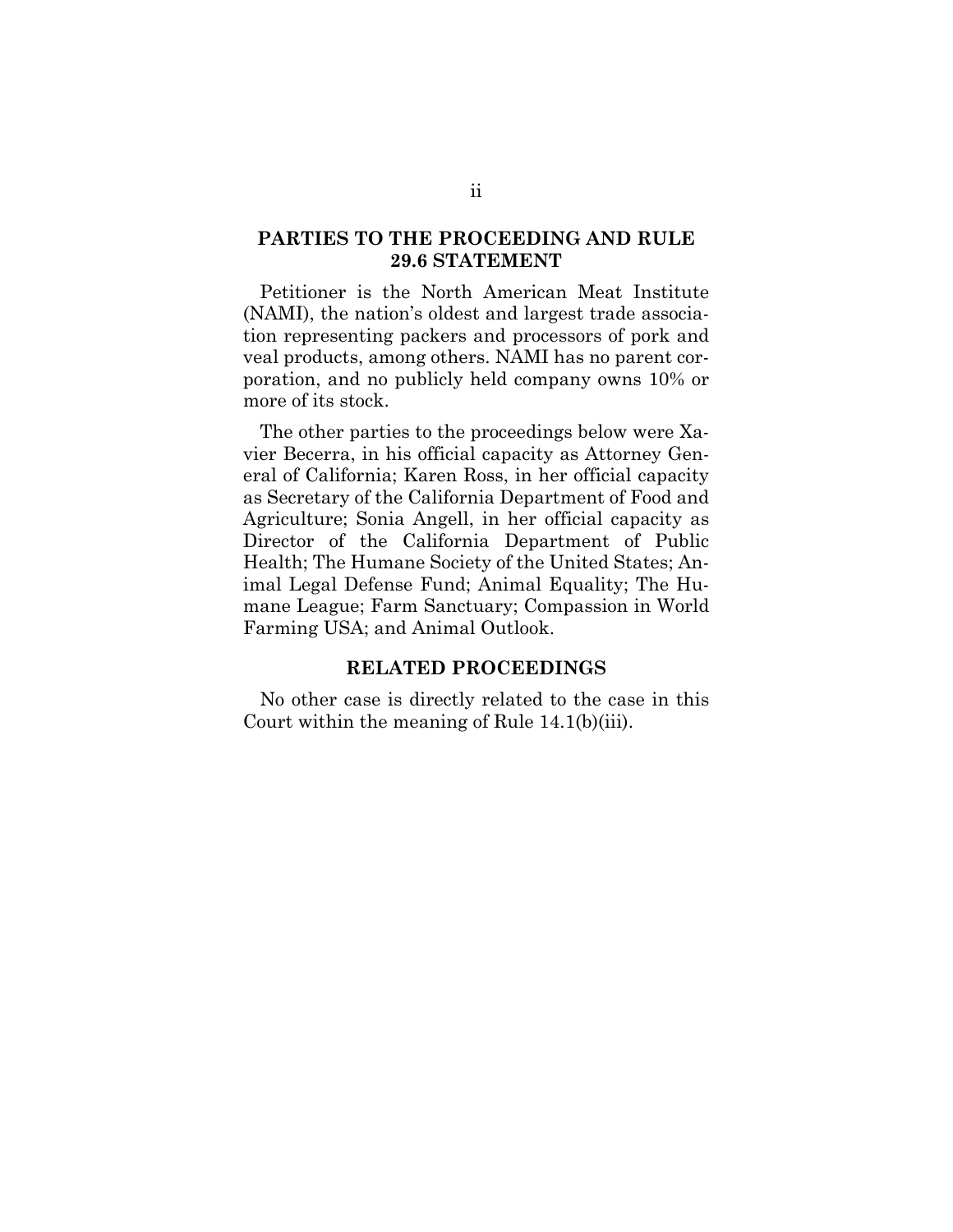## PARTIES TO THE PROCEEDING AND RULE 29.6 STATEMENT

Petitioner is the North American Meat Institute (NAMI), the nation's oldest and largest trade association representing packers and processors of pork and veal products, among others. NAMI has no parent corporation, and no publicly held company owns 10% or more of its stock.

The other parties to the proceedings below were Xavier Becerra, in his official capacity as Attorney General of California; Karen Ross, in her official capacity as Secretary of the California Department of Food and Agriculture; Sonia Angell, in her official capacity as Director of the California Department of Public Health; The Humane Society of the United States; Animal Legal Defense Fund; Animal Equality; The Humane League; Farm Sanctuary; Compassion in World Farming USA; and Animal Outlook.

## RELATED PROCEEDINGS

No other case is directly related to the case in this Court within the meaning of Rule 14.1(b)(iii).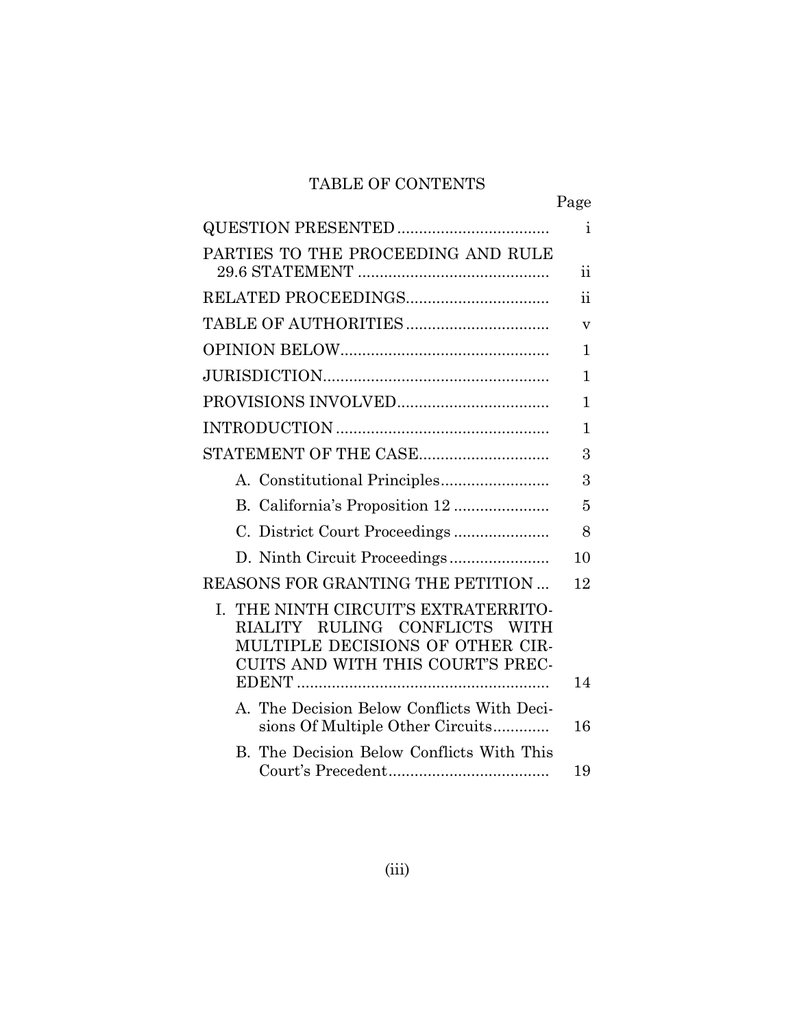# TABLE OF CONTENTS

| | Page |
|---|---|
| QUESTION PRESENTED | i |
| PARTIES TO THE PROCEEDING AND RULE 29.6 STATEMENT | ii |
| RELATED PROCEEDINGS | ii |
| TABLE OF AUTHORITIES | v |
| OPINION BELOW | 1 |
| JURISDICTION | 1 |
| PROVISIONS INVOLVED | 1 |
| INTRODUCTION | 1 |
| STATEMENT OF THE CASE | 3 |
| A. Constitutional Principles | 3 |
| B. California's Proposition 12 | 5 |
| C. District Court Proceedings | 8 |
| D. Ninth Circuit Proceedings | 10 |
| REASONS FOR GRANTING THE PETITION | 12 |
| I. THE NINTH CIRCUIT'S EXTRATERRITORIALITY RULING CONFLICTS WITH MULTIPLE DECISIONS OF OTHER CIRCUITS AND WITH THIS COURT'S PRECEDENT | 14 |
| A. The Decision Below Conflicts With Decisions Of Multiple Other Circuits | 16 |
| B. The Decision Below Conflicts With This Court's Precedent | 19 |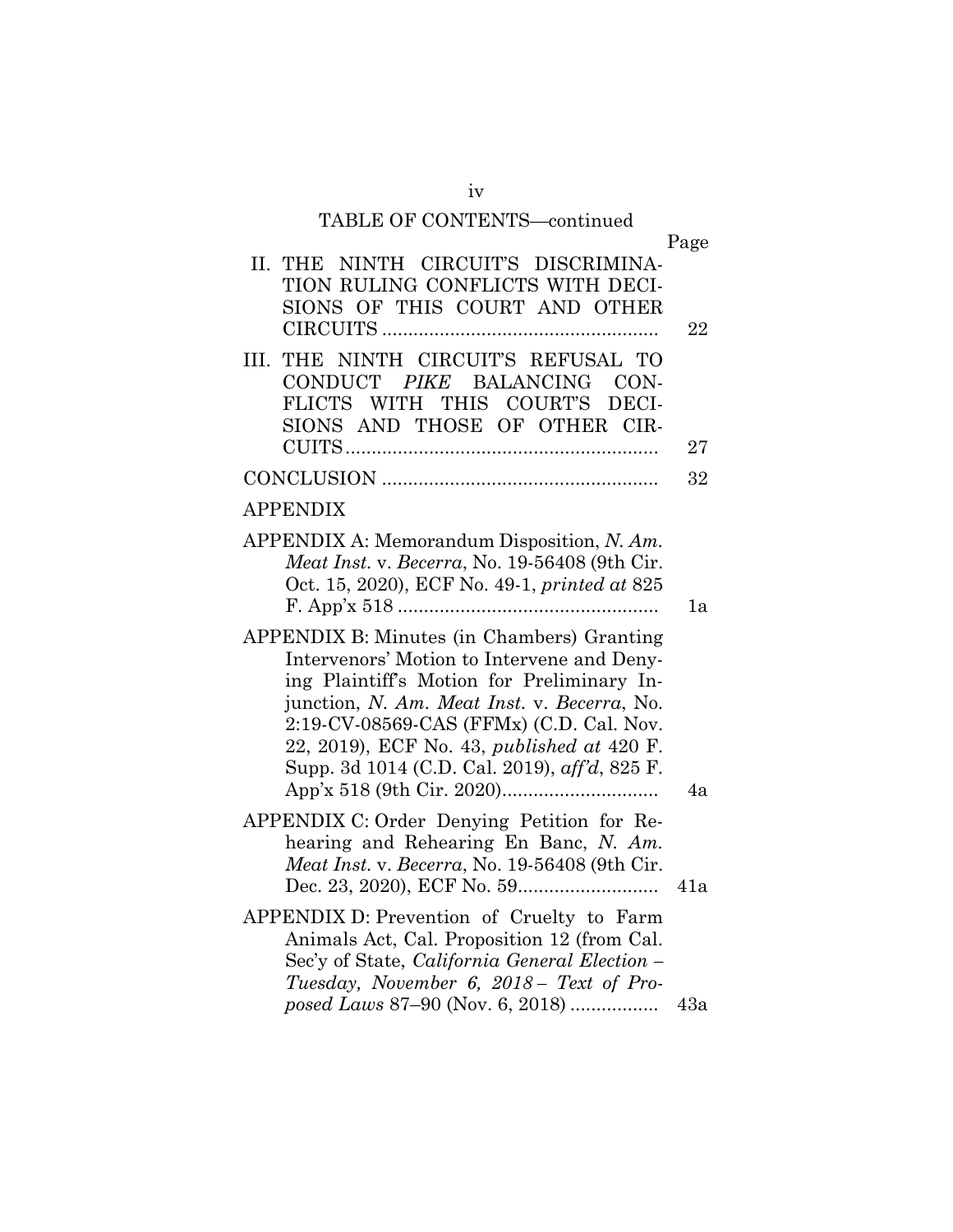TABLE OF CONTENTS—continued

| | Page |
|---|---|
| II. THE NINTH CIRCUIT'S DISCRIMINATION RULING CONFLICTS WITH DECISIONS OF THIS COURT AND OTHER CIRCUITS | 22 |
| III. THE NINTH CIRCUIT'S REFUSAL TO CONDUCT *PIKE* BALANCING CONFLICTS WITH THIS COURT'S DECISIONS AND THOSE OF OTHER CIRCUITS | 27 |
| CONCLUSION | 32 |

APPENDIX

| | |
|---|---|
| APPENDIX A: Memorandum Disposition, *N. Am. Meat Inst.* v. *Becerra*, No. 19-56408 (9th Cir. Oct. 15, 2020), ECF No. 49-1, *printed at* 825 F. App'x 518 | 1a |
| APPENDIX B: Minutes (in Chambers) Granting Intervenors' Motion to Intervene and Denying Plaintiff's Motion for Preliminary Injunction, *N. Am. Meat Inst.* v. *Becerra*, No. 2:19-CV-08569-CAS (FFMx) (C.D. Cal. Nov. 22, 2019), ECF No. 43, *published at* 420 F. Supp. 3d 1014 (C.D. Cal. 2019), *aff'd*, 825 F. App'x 518 (9th Cir. 2020) | 4a |
| APPENDIX C: Order Denying Petition for Rehearing and Rehearing En Banc, *N. Am. Meat Inst.* v. *Becerra*, No. 19-56408 (9th Cir. Dec. 23, 2020), ECF No. 59 | 41a |
| APPENDIX D: Prevention of Cruelty to Farm Animals Act, Cal. Proposition 12 (from Cal. Sec'y of State, *California General Election – Tuesday, November 6, 2018 – Text of Proposed Laws* 87–90 (Nov. 6, 2018) | 43a |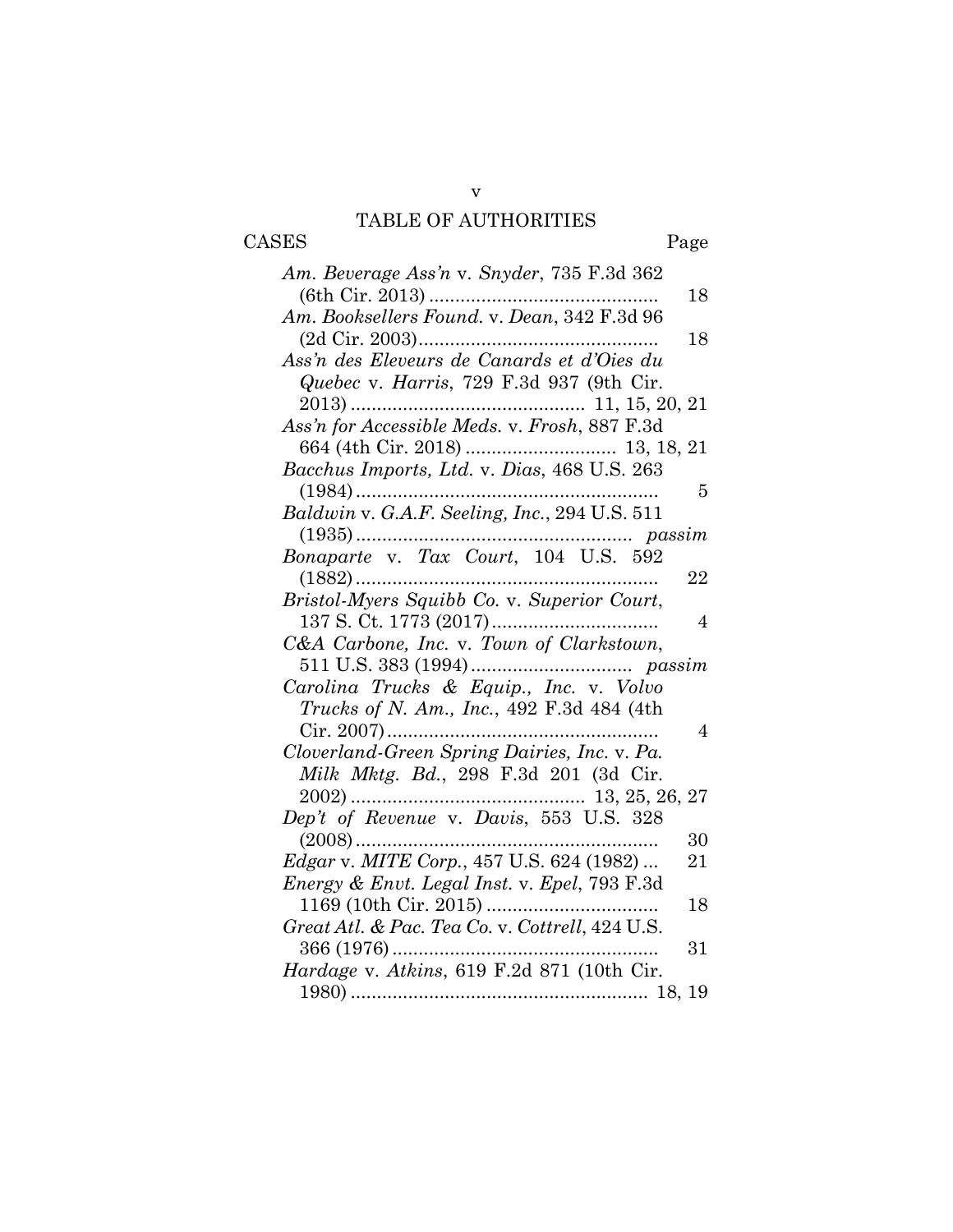# TABLE OF AUTHORITIES

CASES Page

*Am. Beverage Ass'n* v. *Snyder*, 735 F.3d 362 (6th Cir. 2013) ............................................ 18

*Am. Booksellers Found.* v. *Dean*, 342 F.3d 96 (2d Cir. 2003).............................................. 18

*Ass'n des Eleveurs de Canards et d'Oies du Quebec* v. *Harris*, 729 F.3d 937 (9th Cir. 2013) ............................................ 11, 15, 20, 21

*Ass'n for Accessible Meds.* v. *Frosh*, 887 F.3d 664 (4th Cir. 2018) ............................ 13, 18, 21

*Bacchus Imports, Ltd.* v. *Dias*, 468 U.S. 263 (1984) .......................................................... 5

*Baldwin* v. *G.A.F. Seeling, Inc.*, 294 U.S. 511 (1935) .................................................... *passim*

*Bonaparte* v. *Tax Court*, 104 U.S. 592 (1882) .......................................................... 22

*Bristol-Myers Squibb Co.* v. *Superior Court*, 137 S. Ct. 1773 (2017) ................................ 4

*C&A Carbone, Inc.* v. *Town of Clarkstown*, 511 U.S. 383 (1994) .............................. *passim*

*Carolina Trucks & Equip., Inc.* v. *Volvo Trucks of N. Am., Inc.*, 492 F.3d 484 (4th Cir. 2007) .................................................... 4

*Cloverland-Green Spring Dairies, Inc.* v. *Pa. Milk Mktg. Bd.*, 298 F.3d 201 (3d Cir. 2002) ............................................ 13, 25, 26, 27

*Dep't of Revenue* v. *Davis*, 553 U.S. 328 (2008) .......................................................... 30

*Edgar* v. *MITE Corp.*, 457 U.S. 624 (1982) ... 21

*Energy & Envt. Legal Inst.* v. *Epel*, 793 F.3d 1169 (10th Cir. 2015) ................................. 18

*Great Atl. & Pac. Tea Co.* v. *Cottrell*, 424 U.S. 366 (1976) ................................................... 31

*Hardage* v. *Atkins*, 619 F.2d 871 (10th Cir. 1980) ......................................................... 18, 19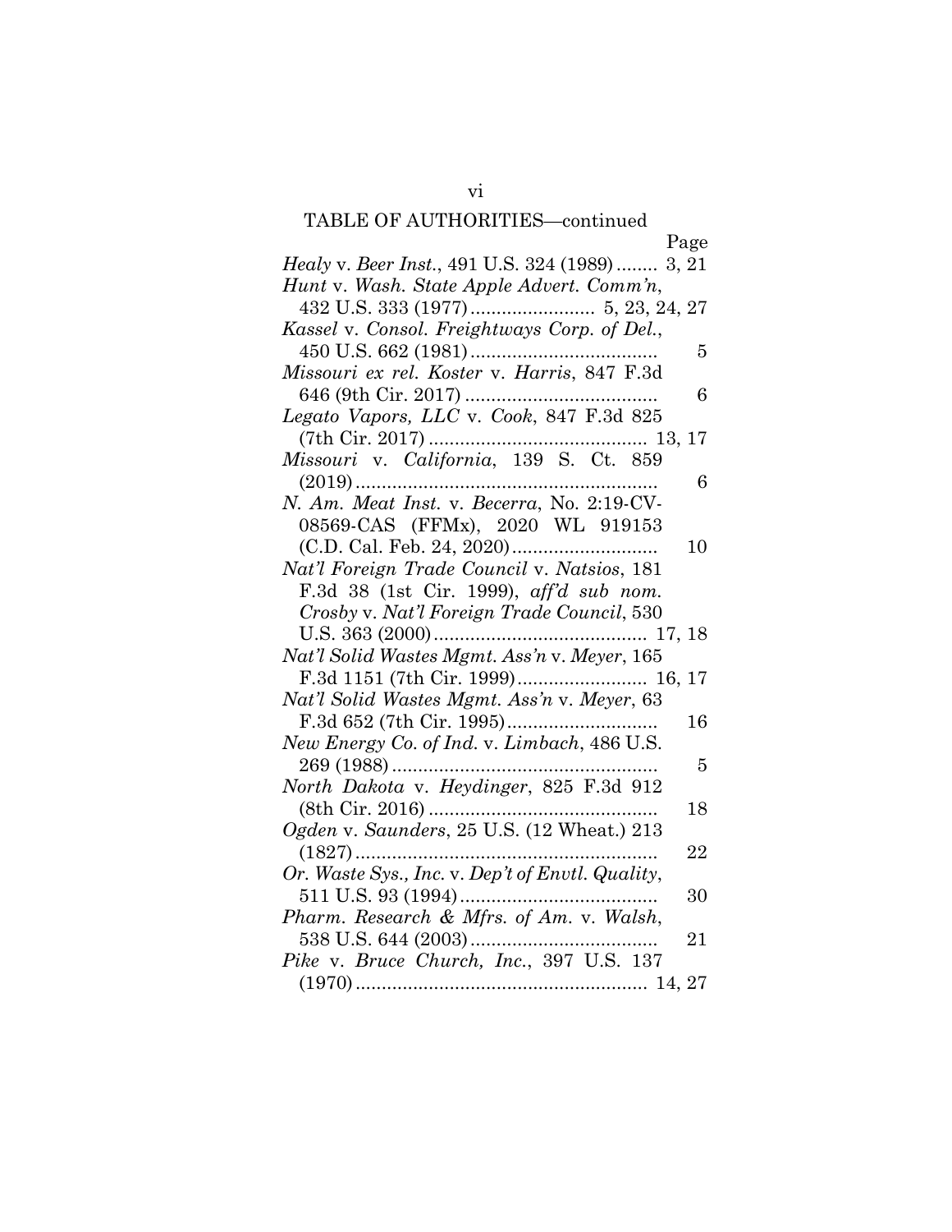TABLE OF AUTHORITIES—continued

| | Page |
|---|---|
| *Healy* v. *Beer Inst.*, 491 U.S. 324 (1989) | 3, 21 |
| *Hunt* v. *Wash. State Apple Advert. Comm'n*, 432 U.S. 333 (1977) | 5, 23, 24, 27 |
| *Kassel* v. *Consol. Freightways Corp. of Del.*, 450 U.S. 662 (1981) | 5 |
| *Missouri ex rel. Koster* v. *Harris*, 847 F.3d 646 (9th Cir. 2017) | 6 |
| *Legato Vapors, LLC* v. *Cook*, 847 F.3d 825 (7th Cir. 2017) | 13, 17 |
| *Missouri* v. *California*, 139 S. Ct. 859 (2019) | 6 |
| *N. Am. Meat Inst.* v. *Becerra*, No. 2:19-CV-08569-CAS (FFMx), 2020 WL 919153 (C.D. Cal. Feb. 24, 2020) | 10 |
| *Nat'l Foreign Trade Council* v. *Natsios*, 181 F.3d 38 (1st Cir. 1999), *aff'd sub nom. Crosby* v. *Nat'l Foreign Trade Council*, 530 U.S. 363 (2000) | 17, 18 |
| *Nat'l Solid Wastes Mgmt. Ass'n* v. *Meyer*, 165 F.3d 1151 (7th Cir. 1999) | 16, 17 |
| *Nat'l Solid Wastes Mgmt. Ass'n* v. *Meyer*, 63 F.3d 652 (7th Cir. 1995) | 16 |
| *New Energy Co. of Ind.* v. *Limbach*, 486 U.S. 269 (1988) | 5 |
| *North Dakota* v. *Heydinger*, 825 F.3d 912 (8th Cir. 2016) | 18 |
| *Ogden* v. *Saunders*, 25 U.S. (12 Wheat.) 213 (1827) | 22 |
| *Or. Waste Sys., Inc.* v. *Dep't of Envtl. Quality*, 511 U.S. 93 (1994) | 30 |
| *Pharm. Research & Mfrs. of Am.* v. *Walsh*, 538 U.S. 644 (2003) | 21 |
| *Pike* v. *Bruce Church, Inc.*, 397 U.S. 137 (1970) | 14, 27 |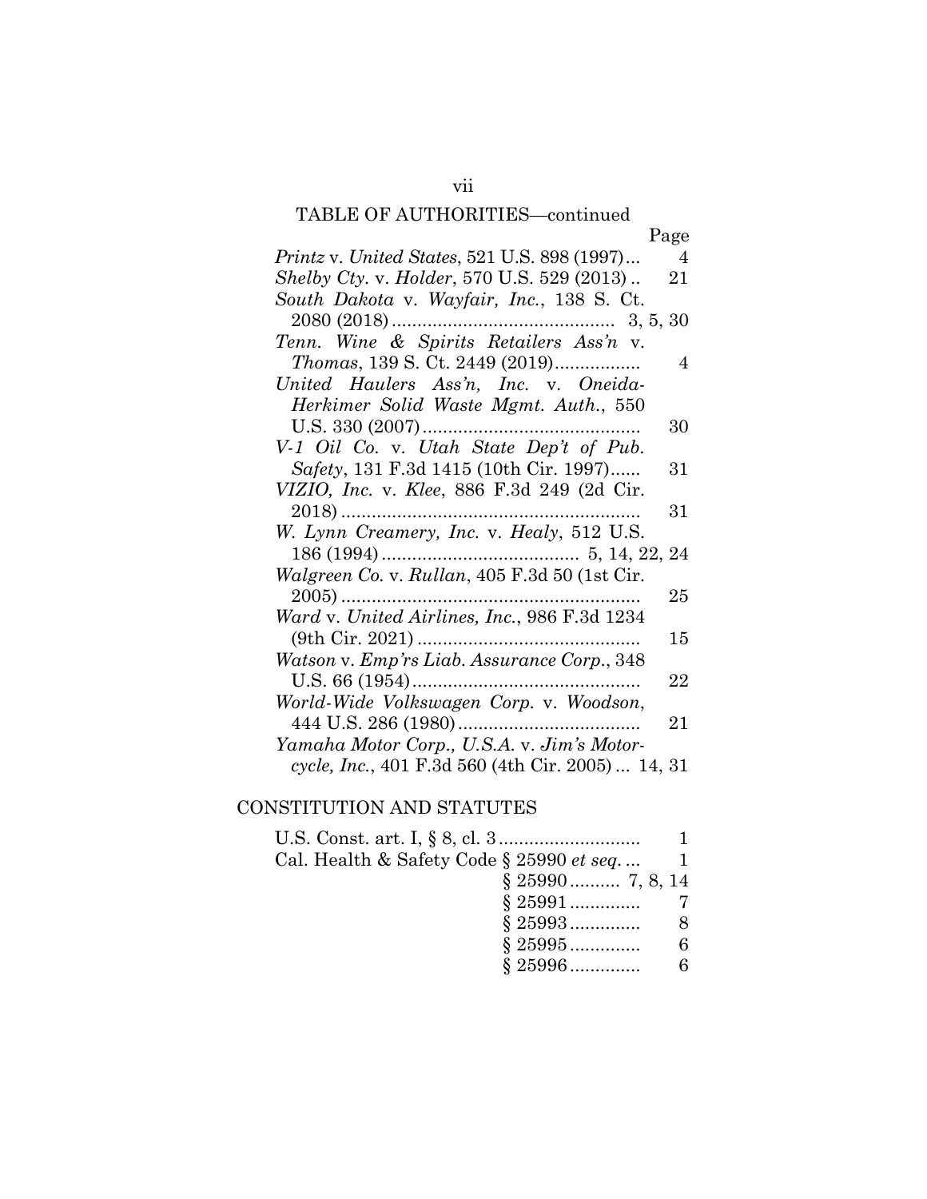TABLE OF AUTHORITIES—continued

| | Page |
|---|---|
| *Printz* v. *United States*, 521 U.S. 898 (1997) | 4 |
| *Shelby Cty.* v. *Holder*, 570 U.S. 529 (2013) | 21 |
| *South Dakota* v. *Wayfair, Inc.*, 138 S. Ct. 2080 (2018) | 3, 5, 30 |
| *Tenn. Wine & Spirits Retailers Ass'n* v. *Thomas*, 139 S. Ct. 2449 (2019) | 4 |
| *United Haulers Ass'n, Inc.* v. *Oneida-Herkimer Solid Waste Mgmt. Auth.*, 550 U.S. 330 (2007) | 30 |
| *V-1 Oil Co.* v. *Utah State Dep't of Pub. Safety*, 131 F.3d 1415 (10th Cir. 1997) | 31 |
| *VIZIO, Inc.* v. *Klee*, 886 F.3d 249 (2d Cir. 2018) | 31 |
| *W. Lynn Creamery, Inc.* v. *Healy*, 512 U.S. 186 (1994) | 5, 14, 22, 24 |
| *Walgreen Co.* v. *Rullan*, 405 F.3d 50 (1st Cir. 2005) | 25 |
| *Ward* v. *United Airlines, Inc.*, 986 F.3d 1234 (9th Cir. 2021) | 15 |
| *Watson* v. *Emp'rs Liab. Assurance Corp.*, 348 U.S. 66 (1954) | 22 |
| *World-Wide Volkswagen Corp.* v. *Woodson*, 444 U.S. 286 (1980) | 21 |
| *Yamaha Motor Corp., U.S.A.* v. *Jim's Motorcycle, Inc.*, 401 F.3d 560 (4th Cir. 2005) | 14, 31 |

## CONSTITUTION AND STATUTES

| | |
|---|---|
| U.S. Const. art. I, § 8, cl. 3 | 1 |
| Cal. Health & Safety Code § 25990 *et seq.* | 1 |
| § 25990 | 7, 8, 14 |
| § 25991 | 7 |
| § 25993 | 8 |
| § 25995 | 6 |
| § 25996 | 6 |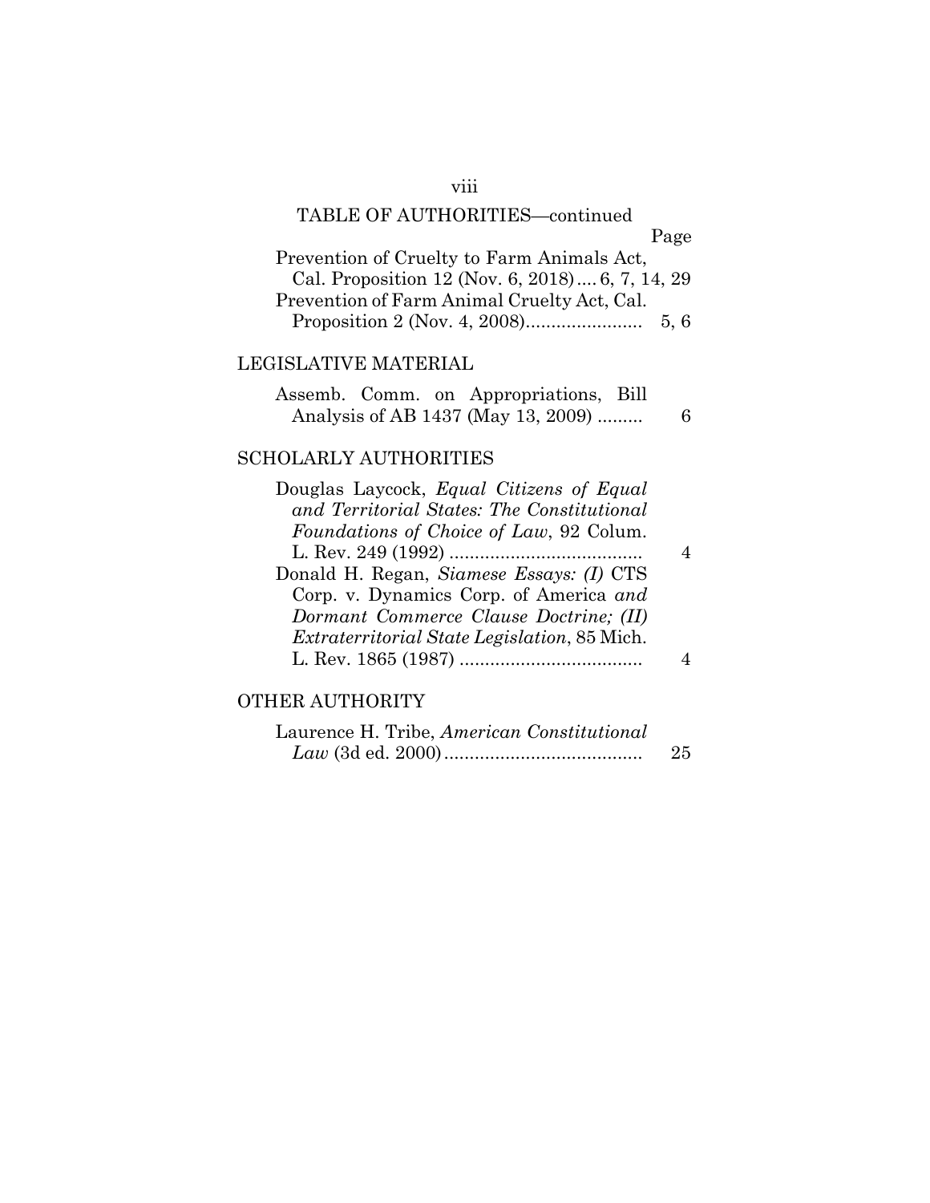TABLE OF AUTHORITIES—continued

Page

Prevention of Cruelty to Farm Animals Act, Cal. Proposition 12 (Nov. 6, 2018) .... 6, 7, 14, 29

Prevention of Farm Animal Cruelty Act, Cal. Proposition 2 (Nov. 4, 2008) ....................... 5, 6

## LEGISLATIVE MATERIAL

Assemb. Comm. on Appropriations, Bill Analysis of AB 1437 (May 13, 2009) ......... 6

## SCHOLARLY AUTHORITIES

Douglas Laycock, *Equal Citizens of Equal and Territorial States: The Constitutional Foundations of Choice of Law*, 92 Colum. L. Rev. 249 (1992) ...................................... 4

Donald H. Regan, *Siamese Essays: (I)* CTS Corp. v. Dynamics Corp. of America *and Dormant Commerce Clause Doctrine; (II) Extraterritorial State Legislation*, 85 Mich. L. Rev. 1865 (1987) .................................... 4

## OTHER AUTHORITY

Laurence H. Tribe, *American Constitutional Law* (3d ed. 2000) ....................................... 25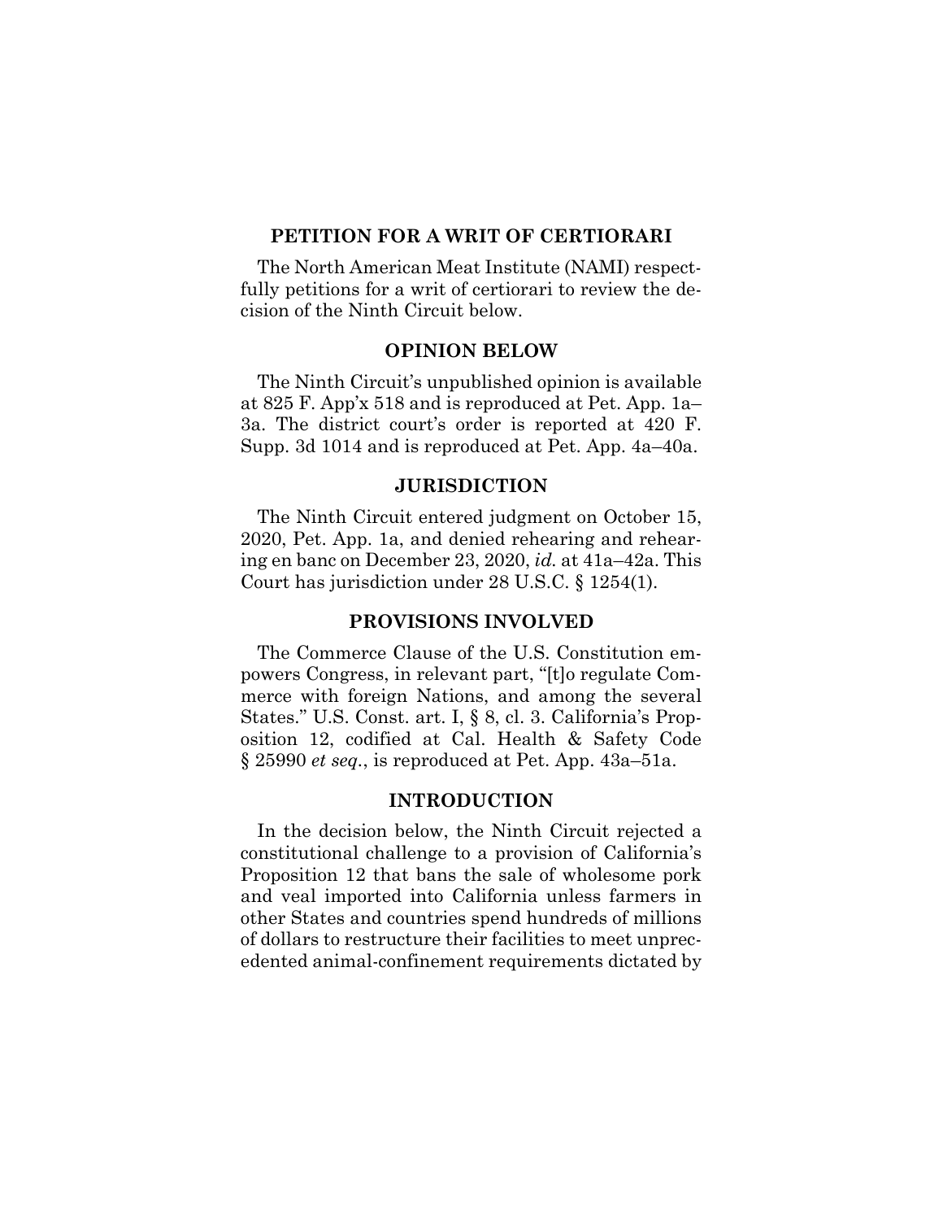## PETITION FOR A WRIT OF CERTIORARI

The North American Meat Institute (NAMI) respectfully petitions for a writ of certiorari to review the decision of the Ninth Circuit below.

## OPINION BELOW

The Ninth Circuit's unpublished opinion is available at 825 F. App'x 518 and is reproduced at Pet. App. 1a–3a. The district court's order is reported at 420 F. Supp. 3d 1014 and is reproduced at Pet. App. 4a–40a.

## JURISDICTION

The Ninth Circuit entered judgment on October 15, 2020, Pet. App. 1a, and denied rehearing and rehearing en banc on December 23, 2020, *id.* at 41a–42a. This Court has jurisdiction under 28 U.S.C. § 1254(1).

## PROVISIONS INVOLVED

The Commerce Clause of the U.S. Constitution empowers Congress, in relevant part, "[t]o regulate Commerce with foreign Nations, and among the several States." U.S. Const. art. I, § 8, cl. 3. California's Proposition 12, codified at Cal. Health & Safety Code § 25990 *et seq.*, is reproduced at Pet. App. 43a–51a.

## INTRODUCTION

In the decision below, the Ninth Circuit rejected a constitutional challenge to a provision of California's Proposition 12 that bans the sale of wholesome pork and veal imported into California unless farmers in other States and countries spend hundreds of millions of dollars to restructure their facilities to meet unprecedented animal-confinement requirements dictated by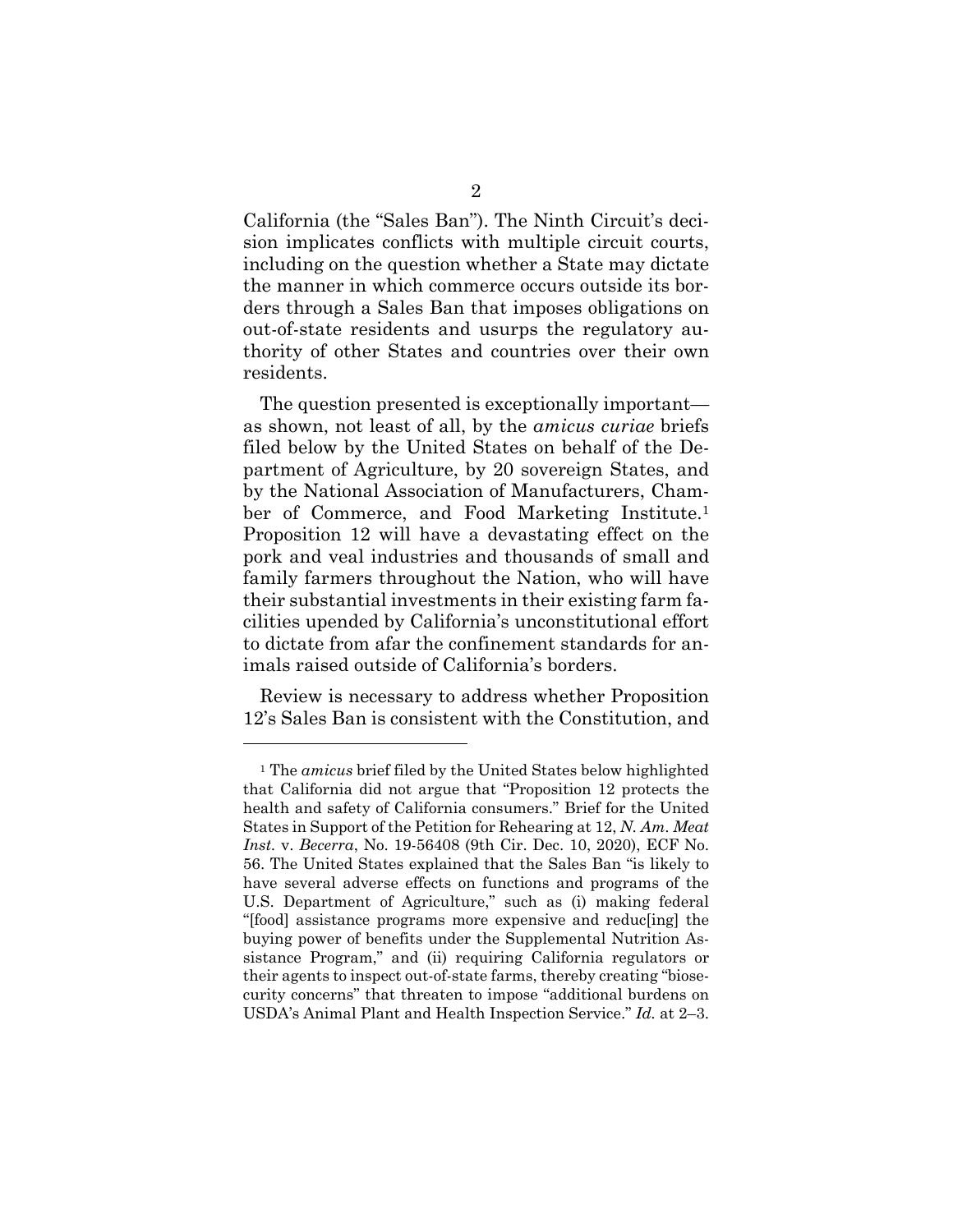California (the "Sales Ban"). The Ninth Circuit's decision implicates conflicts with multiple circuit courts, including on the question whether a State may dictate the manner in which commerce occurs outside its borders through a Sales Ban that imposes obligations on out-of-state residents and usurps the regulatory authority of other States and countries over their own residents.

The question presented is exceptionally important—as shown, not least of all, by the *amicus curiae* briefs filed below by the United States on behalf of the Department of Agriculture, by 20 sovereign States, and by the National Association of Manufacturers, Chamber of Commerce, and Food Marketing Institute.[1] Proposition 12 will have a devastating effect on the pork and veal industries and thousands of small and family farmers throughout the Nation, who will have their substantial investments in their existing farm facilities upended by California's unconstitutional effort to dictate from afar the confinement standards for animals raised outside of California's borders.

Review is necessary to address whether Proposition 12's Sales Ban is consistent with the Constitution, and

---

[1] The *amicus* brief filed by the United States below highlighted that California did not argue that "Proposition 12 protects the health and safety of California consumers." Brief for the United States in Support of the Petition for Rehearing at 12, *N. Am. Meat Inst.* v. *Becerra*, No. 19-56408 (9th Cir. Dec. 10, 2020), ECF No. 56. The United States explained that the Sales Ban "is likely to have several adverse effects on functions and programs of the U.S. Department of Agriculture," such as (i) making federal "[food] assistance programs more expensive and reduc[ing] the buying power of benefits under the Supplemental Nutrition Assistance Program," and (ii) requiring California regulators or their agents to inspect out-of-state farms, thereby creating "biosecurity concerns" that threaten to impose "additional burdens on USDA's Animal Plant and Health Inspection Service." *Id.* at 2–3.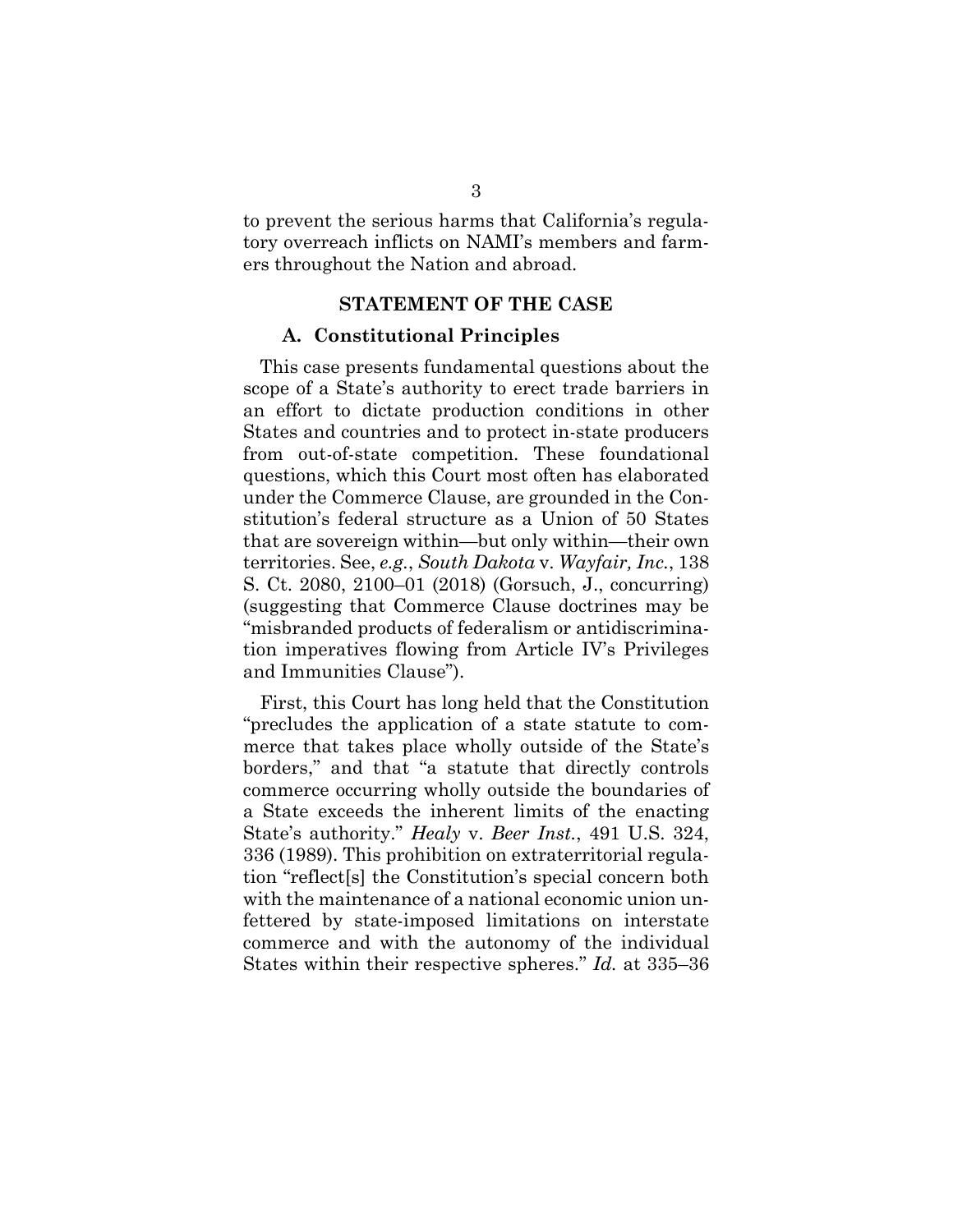to prevent the serious harms that California's regulatory overreach inflicts on NAMI's members and farmers throughout the Nation and abroad.

## STATEMENT OF THE CASE

### A. Constitutional Principles

This case presents fundamental questions about the scope of a State's authority to erect trade barriers in an effort to dictate production conditions in other States and countries and to protect in-state producers from out-of-state competition. These foundational questions, which this Court most often has elaborated under the Commerce Clause, are grounded in the Constitution's federal structure as a Union of 50 States that are sovereign within—but only within—their own territories. See, *e.g.*, *South Dakota* v. *Wayfair, Inc.*, 138 S. Ct. 2080, 2100–01 (2018) (Gorsuch, J., concurring) (suggesting that Commerce Clause doctrines may be "misbranded products of federalism or antidiscrimination imperatives flowing from Article IV's Privileges and Immunities Clause").

First, this Court has long held that the Constitution "precludes the application of a state statute to commerce that takes place wholly outside of the State's borders," and that "a statute that directly controls commerce occurring wholly outside the boundaries of a State exceeds the inherent limits of the enacting State's authority." *Healy* v. *Beer Inst.*, 491 U.S. 324, 336 (1989). This prohibition on extraterritorial regulation "reflect[s] the Constitution's special concern both with the maintenance of a national economic union unfettered by state-imposed limitations on interstate commerce and with the autonomy of the individual States within their respective spheres." *Id.* at 335–36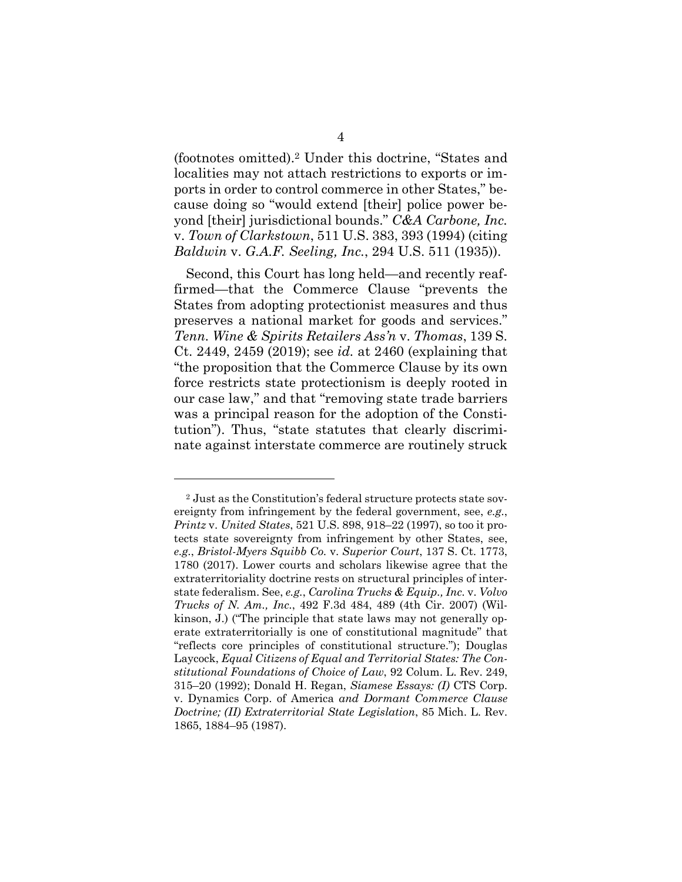(footnotes omitted).[2] Under this doctrine, "States and localities may not attach restrictions to exports or imports in order to control commerce in other States," because doing so "would extend [their] police power beyond [their] jurisdictional bounds." *C&A Carbone, Inc.* v. *Town of Clarkstown*, 511 U.S. 383, 393 (1994) (citing *Baldwin* v. *G.A.F. Seeling, Inc.*, 294 U.S. 511 (1935)).

Second, this Court has long held—and recently reaffirmed—that the Commerce Clause "prevents the States from adopting protectionist measures and thus preserves a national market for goods and services." *Tenn. Wine & Spirits Retailers Ass'n* v. *Thomas*, 139 S. Ct. 2449, 2459 (2019); see *id.* at 2460 (explaining that "the proposition that the Commerce Clause by its own force restricts state protectionism is deeply rooted in our case law," and that "removing state trade barriers was a principal reason for the adoption of the Constitution"). Thus, "state statutes that clearly discriminate against interstate commerce are routinely struck

---

[2] Just as the Constitution's federal structure protects state sovereignty from infringement by the federal government, see, *e.g.*, *Printz* v. *United States*, 521 U.S. 898, 918–22 (1997), so too it protects state sovereignty from infringement by other States, see, *e.g.*, *Bristol-Myers Squibb Co.* v. *Superior Court*, 137 S. Ct. 1773, 1780 (2017). Lower courts and scholars likewise agree that the extraterritoriality doctrine rests on structural principles of interstate federalism. See, *e.g.*, *Carolina Trucks & Equip., Inc.* v. *Volvo Trucks of N. Am., Inc.*, 492 F.3d 484, 489 (4th Cir. 2007) (Wilkinson, J.) ("The principle that state laws may not generally operate extraterritorially is one of constitutional magnitude" that "reflects core principles of constitutional structure."); Douglas Laycock, *Equal Citizens of Equal and Territorial States: The Constitutional Foundations of Choice of Law*, 92 Colum. L. Rev. 249, 315–20 (1992); Donald H. Regan, *Siamese Essays: (I)* CTS Corp. v. Dynamics Corp. of America *and Dormant Commerce Clause Doctrine; (II) Extraterritorial State Legislation*, 85 Mich. L. Rev. 1865, 1884–95 (1987).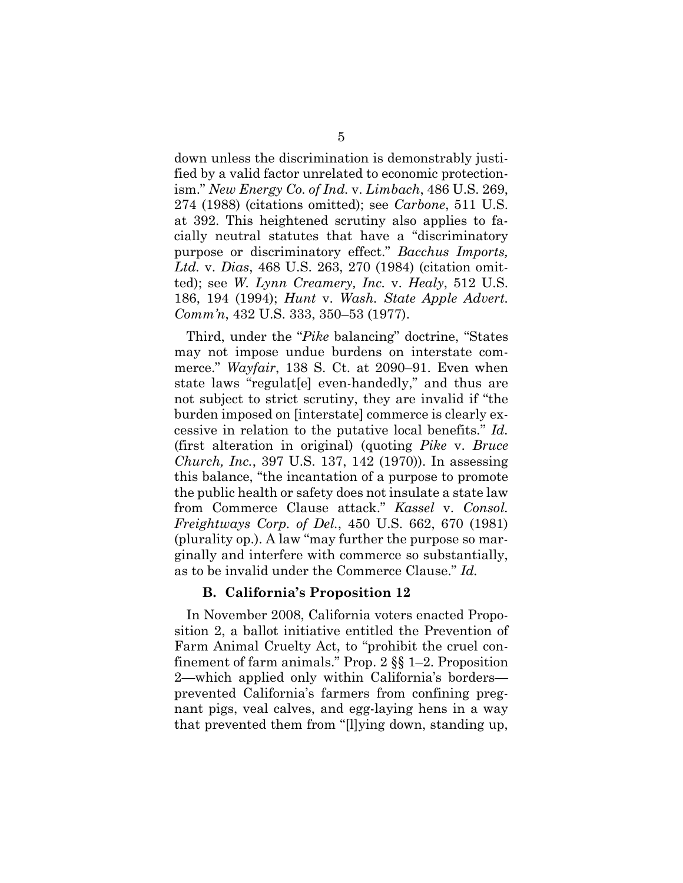down unless the discrimination is demonstrably justified by a valid factor unrelated to economic protectionism." *New Energy Co. of Ind.* v. *Limbach*, 486 U.S. 269, 274 (1988) (citations omitted); see *Carbone*, 511 U.S. at 392. This heightened scrutiny also applies to facially neutral statutes that have a "discriminatory purpose or discriminatory effect." *Bacchus Imports, Ltd.* v. *Dias*, 468 U.S. 263, 270 (1984) (citation omitted); see *W. Lynn Creamery, Inc.* v. *Healy*, 512 U.S. 186, 194 (1994); *Hunt* v. *Wash. State Apple Advert. Comm'n*, 432 U.S. 333, 350–53 (1977).

Third, under the "*Pike* balancing" doctrine, "States may not impose undue burdens on interstate commerce." *Wayfair*, 138 S. Ct. at 2090–91. Even when state laws "regulat[e] even-handedly," and thus are not subject to strict scrutiny, they are invalid if "the burden imposed on [interstate] commerce is clearly excessive in relation to the putative local benefits." *Id.* (first alteration in original) (quoting *Pike* v. *Bruce Church, Inc.*, 397 U.S. 137, 142 (1970)). In assessing this balance, "the incantation of a purpose to promote the public health or safety does not insulate a state law from Commerce Clause attack." *Kassel* v. *Consol. Freightways Corp. of Del.*, 450 U.S. 662, 670 (1981) (plurality op.). A law "may further the purpose so marginally and interfere with commerce so substantially, as to be invalid under the Commerce Clause." *Id.*

### B. California's Proposition 12

In November 2008, California voters enacted Proposition 2, a ballot initiative entitled the Prevention of Farm Animal Cruelty Act, to "prohibit the cruel confinement of farm animals." Prop. 2 §§ 1–2. Proposition 2—which applied only within California's borders—prevented California's farmers from confining pregnant pigs, veal calves, and egg-laying hens in a way that prevented them from "[l]ying down, standing up,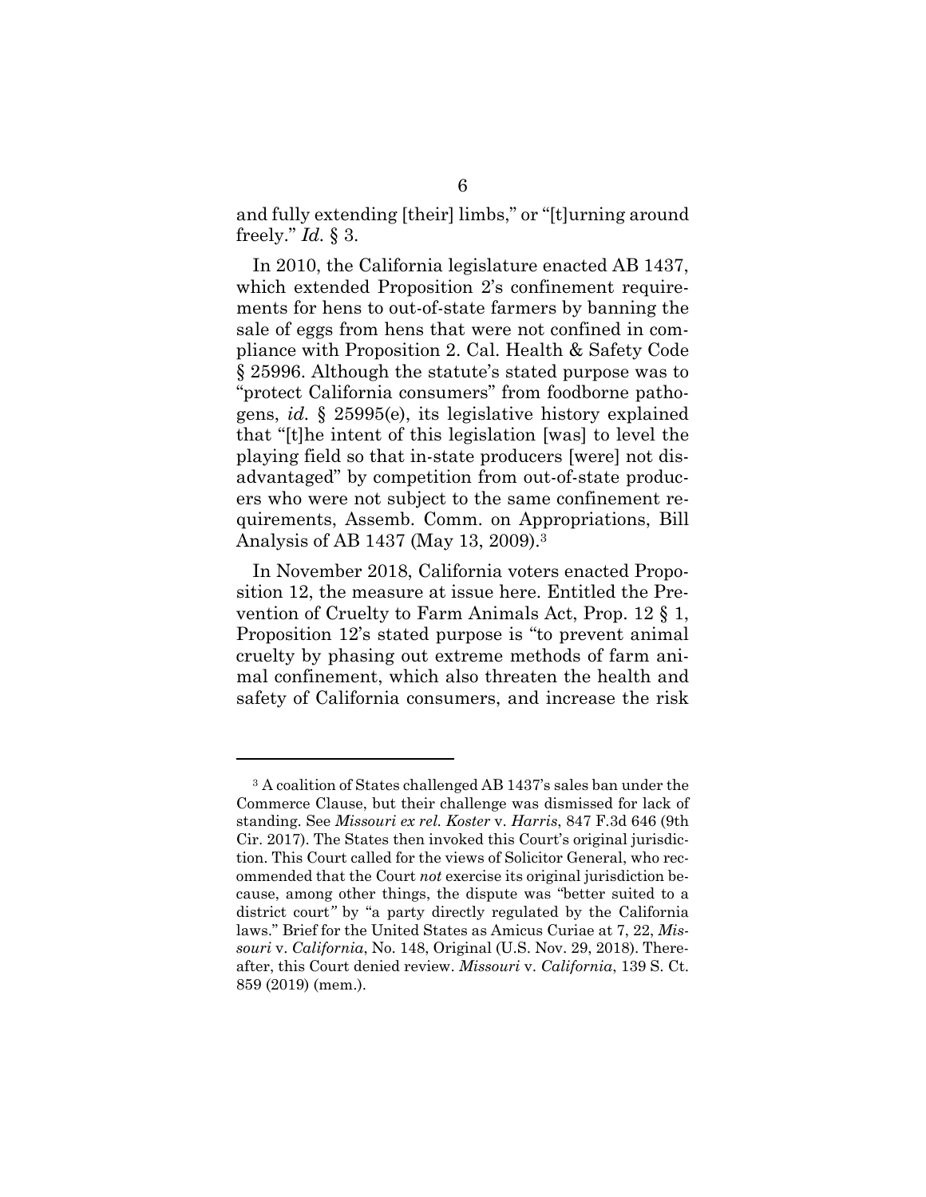and fully extending [their] limbs," or "[t]urning around freely." *Id.* § 3.

In 2010, the California legislature enacted AB 1437, which extended Proposition 2's confinement requirements for hens to out-of-state farmers by banning the sale of eggs from hens that were not confined in compliance with Proposition 2. Cal. Health & Safety Code § 25996. Although the statute's stated purpose was to "protect California consumers" from foodborne pathogens, *id.* § 25995(e), its legislative history explained that "[t]he intent of this legislation [was] to level the playing field so that in-state producers [were] not disadvantaged" by competition from out-of-state producers who were not subject to the same confinement requirements, Assemb. Comm. on Appropriations, Bill Analysis of AB 1437 (May 13, 2009).[3]

In November 2018, California voters enacted Proposition 12, the measure at issue here. Entitled the Prevention of Cruelty to Farm Animals Act, Prop. 12 § 1, Proposition 12's stated purpose is "to prevent animal cruelty by phasing out extreme methods of farm animal confinement, which also threaten the health and safety of California consumers, and increase the risk

---

[3] A coalition of States challenged AB 1437's sales ban under the Commerce Clause, but their challenge was dismissed for lack of standing. See *Missouri ex rel. Koster* v. *Harris*, 847 F.3d 646 (9th Cir. 2017). The States then invoked this Court's original jurisdiction. This Court called for the views of Solicitor General, who recommended that the Court *not* exercise its original jurisdiction because, among other things, the dispute was "better suited to a district court" by "a party directly regulated by the California laws." Brief for the United States as Amicus Curiae at 7, 22, *Missouri* v. *California*, No. 148, Original (U.S. Nov. 29, 2018). Thereafter, this Court denied review. *Missouri* v. *California*, 139 S. Ct. 859 (2019) (mem.).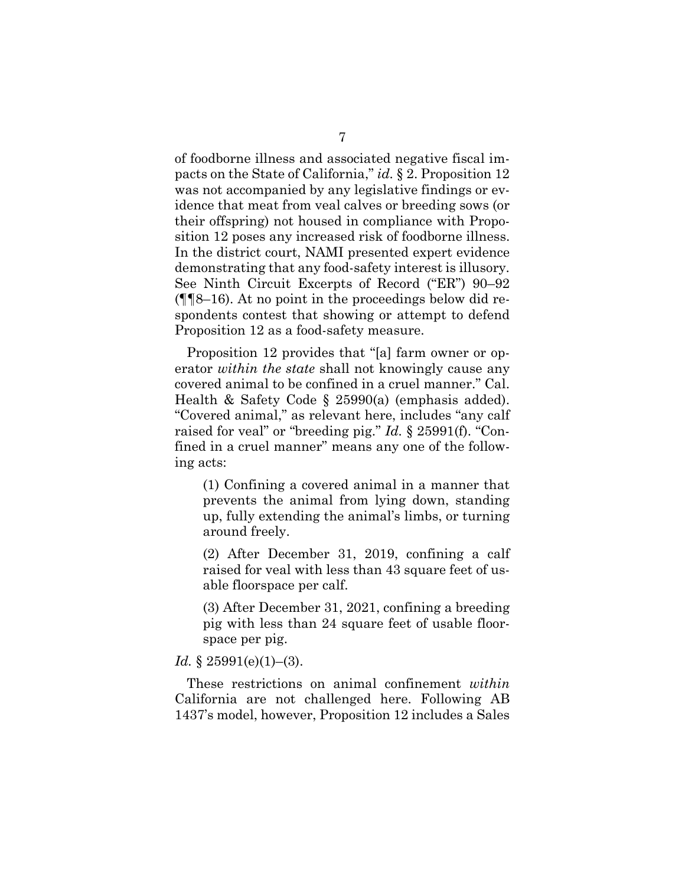of foodborne illness and associated negative fiscal impacts on the State of California," *id.* § 2. Proposition 12 was not accompanied by any legislative findings or evidence that meat from veal calves or breeding sows (or their offspring) not housed in compliance with Proposition 12 poses any increased risk of foodborne illness. In the district court, NAMI presented expert evidence demonstrating that any food-safety interest is illusory. See Ninth Circuit Excerpts of Record ("ER") 90–92 (¶¶8–16). At no point in the proceedings below did respondents contest that showing or attempt to defend Proposition 12 as a food-safety measure.

Proposition 12 provides that "[a] farm owner or operator *within the state* shall not knowingly cause any covered animal to be confined in a cruel manner." Cal. Health & Safety Code § 25990(a) (emphasis added). "Covered animal," as relevant here, includes "any calf raised for veal" or "breeding pig." *Id.* § 25991(f). "Confined in a cruel manner" means any one of the following acts:

> (1) Confining a covered animal in a manner that prevents the animal from lying down, standing up, fully extending the animal's limbs, or turning around freely.
>
> (2) After December 31, 2019, confining a calf raised for veal with less than 43 square feet of usable floorspace per calf.
>
> (3) After December 31, 2021, confining a breeding pig with less than 24 square feet of usable floorspace per pig.

*Id.* § 25991(e)(1)–(3).

These restrictions on animal confinement *within* California are not challenged here. Following AB 1437's model, however, Proposition 12 includes a Sales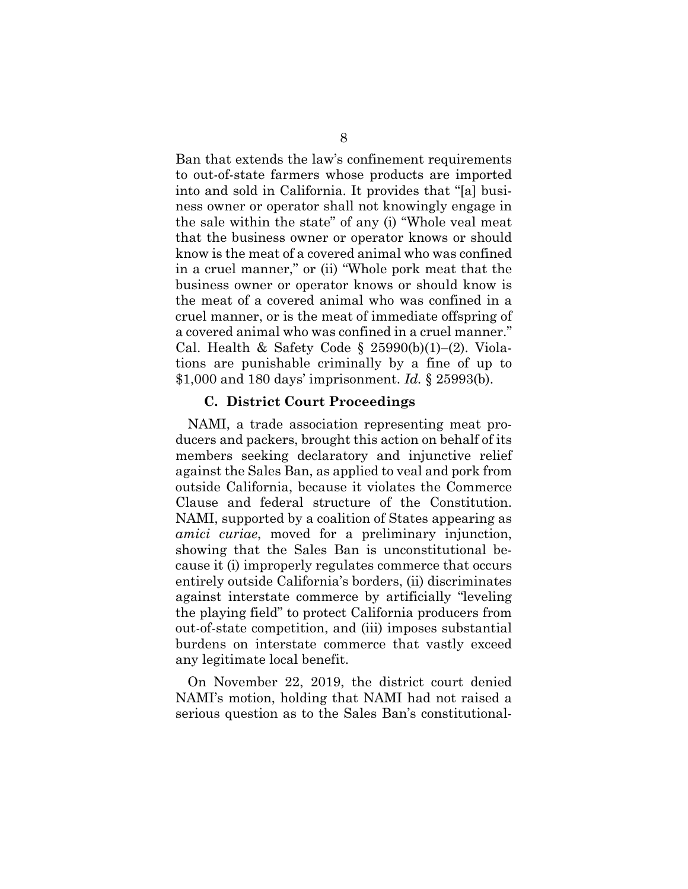Ban that extends the law's confinement requirements to out-of-state farmers whose products are imported into and sold in California. It provides that "[a] business owner or operator shall not knowingly engage in the sale within the state" of any (i) "Whole veal meat that the business owner or operator knows or should know is the meat of a covered animal who was confined in a cruel manner," or (ii) "Whole pork meat that the business owner or operator knows or should know is the meat of a covered animal who was confined in a cruel manner, or is the meat of immediate offspring of a covered animal who was confined in a cruel manner." Cal. Health & Safety Code § 25990(b)(1)–(2). Violations are punishable criminally by a fine of up to $1,000 and 180 days' imprisonment. *Id.* § 25993(b).

### C. District Court Proceedings

NAMI, a trade association representing meat producers and packers, brought this action on behalf of its members seeking declaratory and injunctive relief against the Sales Ban, as applied to veal and pork from outside California, because it violates the Commerce Clause and federal structure of the Constitution. NAMI, supported by a coalition of States appearing as *amici curiae*, moved for a preliminary injunction, showing that the Sales Ban is unconstitutional because it (i) improperly regulates commerce that occurs entirely outside California's borders, (ii) discriminates against interstate commerce by artificially "leveling the playing field" to protect California producers from out-of-state competition, and (iii) imposes substantial burdens on interstate commerce that vastly exceed any legitimate local benefit.

On November 22, 2019, the district court denied NAMI's motion, holding that NAMI had not raised a serious question as to the Sales Ban's constitutional-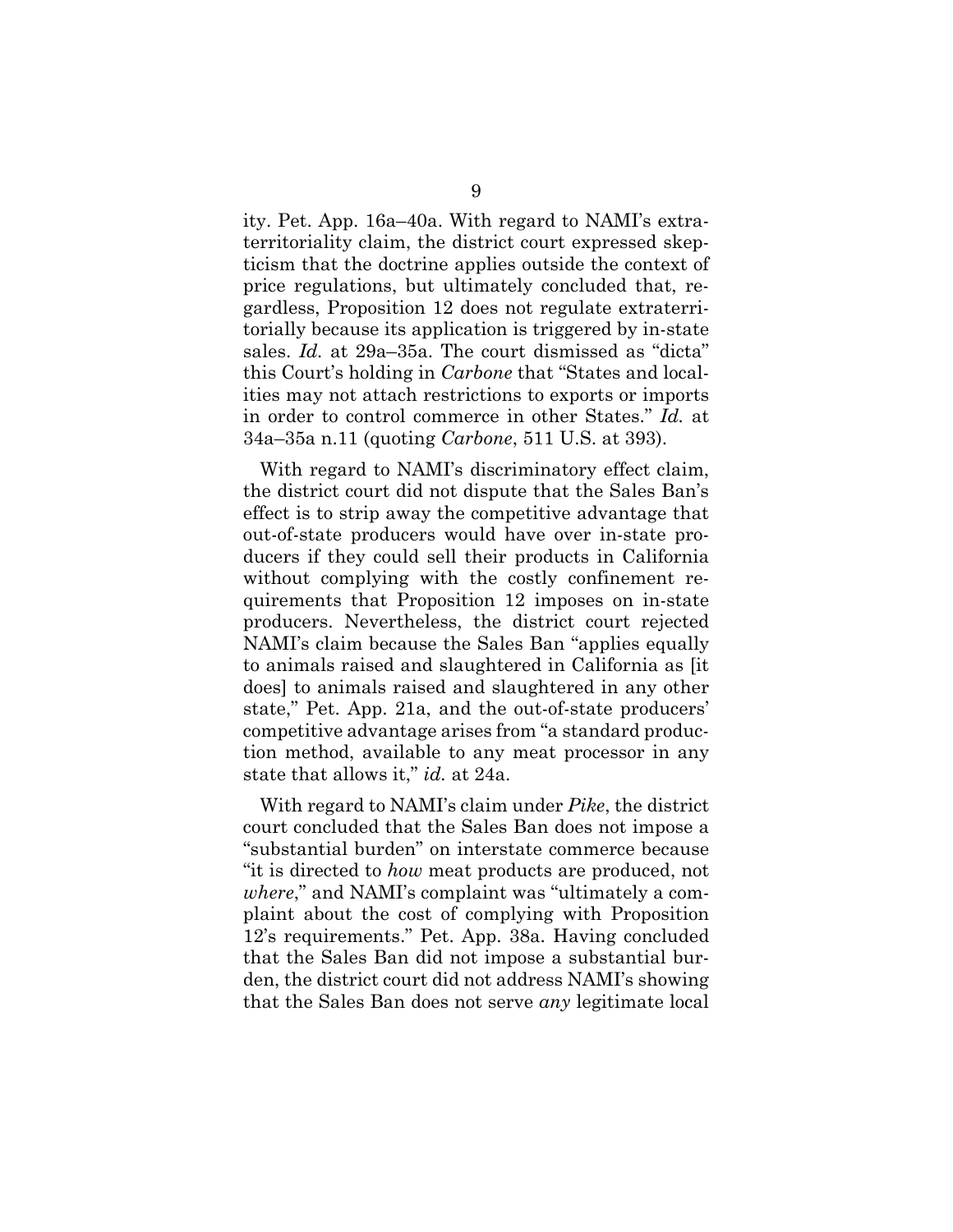ity. Pet. App. 16a–40a. With regard to NAMI's extraterritoriality claim, the district court expressed skepticism that the doctrine applies outside the context of price regulations, but ultimately concluded that, regardless, Proposition 12 does not regulate extraterritorially because its application is triggered by in-state sales. *Id.* at 29a–35a. The court dismissed as "dicta" this Court's holding in *Carbone* that "States and localities may not attach restrictions to exports or imports in order to control commerce in other States." *Id.* at 34a–35a n.11 (quoting *Carbone*, 511 U.S. at 393).

With regard to NAMI's discriminatory effect claim, the district court did not dispute that the Sales Ban's effect is to strip away the competitive advantage that out-of-state producers would have over in-state producers if they could sell their products in California without complying with the costly confinement requirements that Proposition 12 imposes on in-state producers. Nevertheless, the district court rejected NAMI's claim because the Sales Ban "applies equally to animals raised and slaughtered in California as [it does] to animals raised and slaughtered in any other state," Pet. App. 21a, and the out-of-state producers' competitive advantage arises from "a standard production method, available to any meat processor in any state that allows it," *id.* at 24a.

With regard to NAMI's claim under *Pike*, the district court concluded that the Sales Ban does not impose a "substantial burden" on interstate commerce because "it is directed to *how* meat products are produced, not *where*," and NAMI's complaint was "ultimately a complaint about the cost of complying with Proposition 12's requirements." Pet. App. 38a. Having concluded that the Sales Ban did not impose a substantial burden, the district court did not address NAMI's showing that the Sales Ban does not serve *any* legitimate local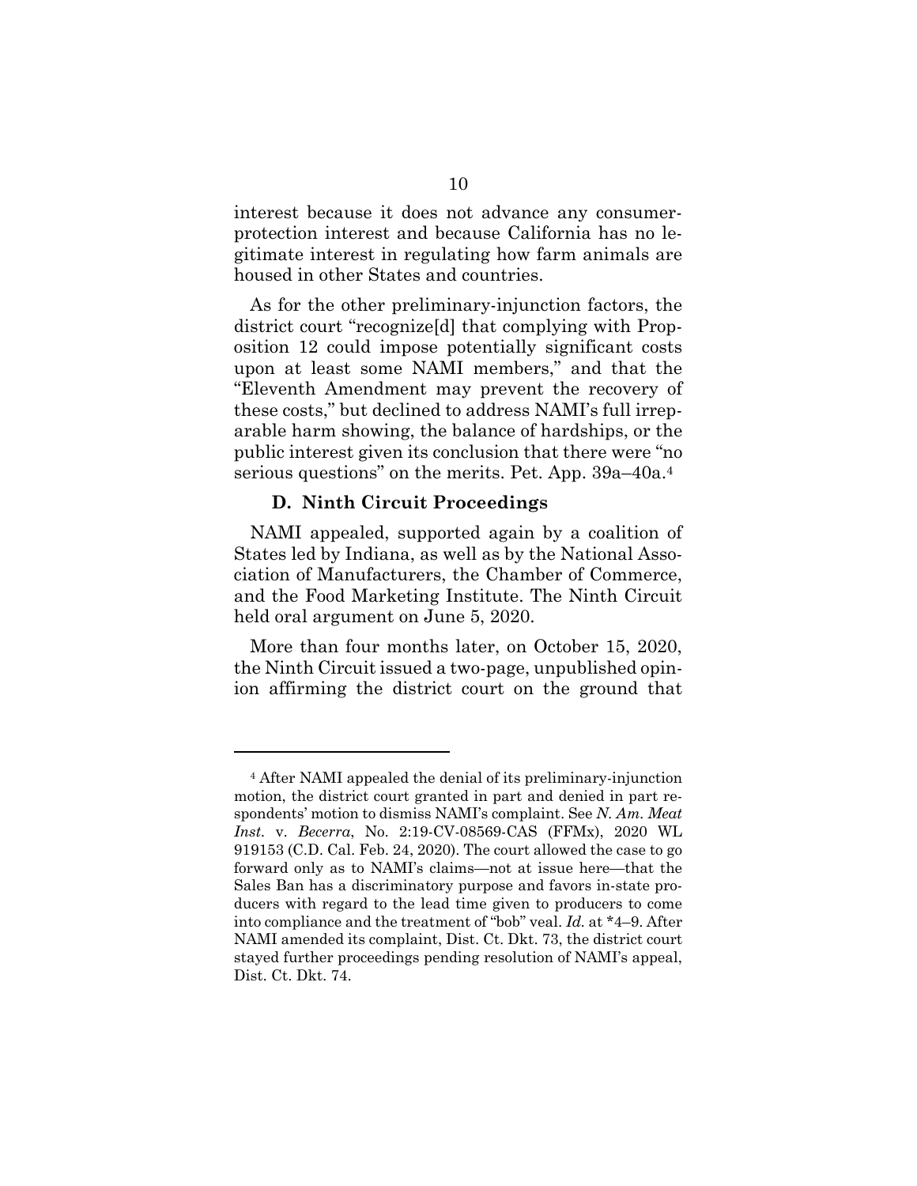interest because it does not advance any consumer-protection interest and because California has no legitimate interest in regulating how farm animals are housed in other States and countries.

As for the other preliminary-injunction factors, the district court "recognize[d] that complying with Proposition 12 could impose potentially significant costs upon at least some NAMI members," and that the "Eleventh Amendment may prevent the recovery of these costs," but declined to address NAMI's full irreparable harm showing, the balance of hardships, or the public interest given its conclusion that there were "no serious questions" on the merits. Pet. App. 39a–40a.[4]

### D. Ninth Circuit Proceedings

NAMI appealed, supported again by a coalition of States led by Indiana, as well as by the National Association of Manufacturers, the Chamber of Commerce, and the Food Marketing Institute. The Ninth Circuit held oral argument on June 5, 2020.

More than four months later, on October 15, 2020, the Ninth Circuit issued a two-page, unpublished opinion affirming the district court on the ground that

---

[4] After NAMI appealed the denial of its preliminary-injunction motion, the district court granted in part and denied in part respondents' motion to dismiss NAMI's complaint. See *N. Am. Meat Inst.* v. *Becerra*, No. 2:19-CV-08569-CAS (FFMx), 2020 WL 919153 (C.D. Cal. Feb. 24, 2020). The court allowed the case to go forward only as to NAMI's claims—not at issue here—that the Sales Ban has a discriminatory purpose and favors in-state producers with regard to the lead time given to producers to come into compliance and the treatment of "bob" veal. *Id.* at *4–9. After NAMI amended its complaint, Dist. Ct. Dkt. 73, the district court stayed further proceedings pending resolution of NAMI's appeal, Dist. Ct. Dkt. 74.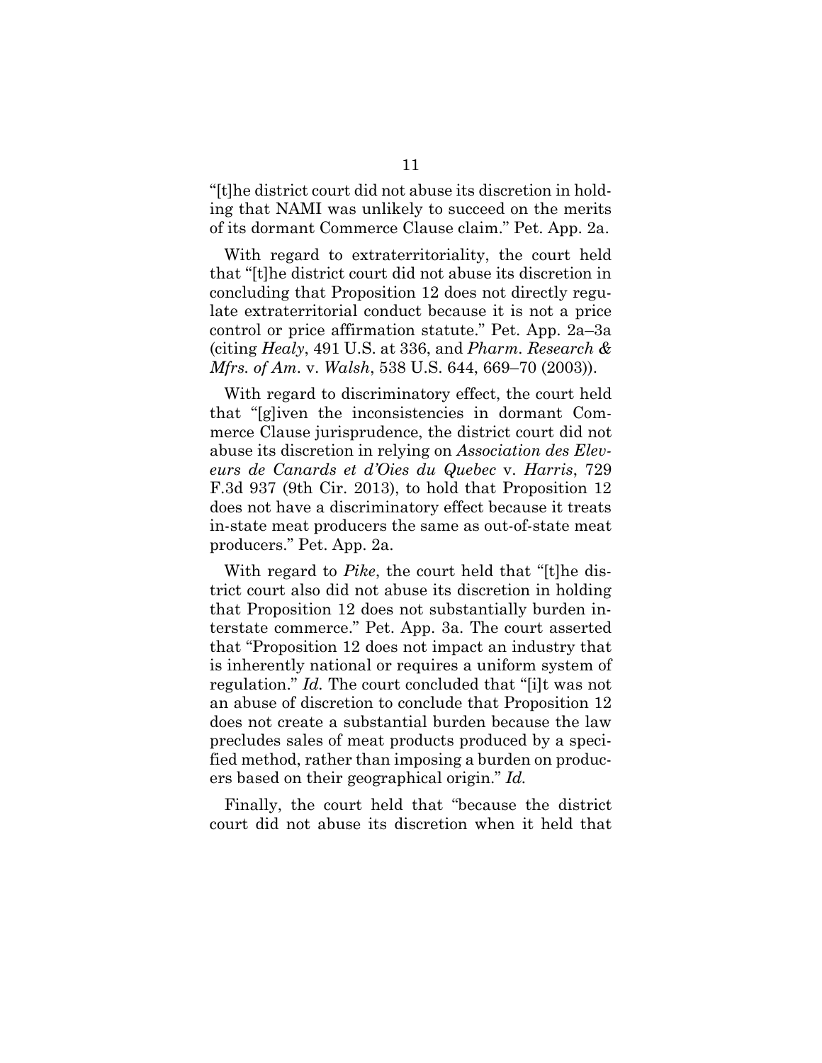"[t]he district court did not abuse its discretion in holding that NAMI was unlikely to succeed on the merits of its dormant Commerce Clause claim." Pet. App. 2a.

With regard to extraterritoriality, the court held that "[t]he district court did not abuse its discretion in concluding that Proposition 12 does not directly regulate extraterritorial conduct because it is not a price control or price affirmation statute." Pet. App. 2a–3a (citing *Healy*, 491 U.S. at 336, and *Pharm. Research & Mfrs. of Am.* v. *Walsh*, 538 U.S. 644, 669–70 (2003)).

With regard to discriminatory effect, the court held that "[g]iven the inconsistencies in dormant Commerce Clause jurisprudence, the district court did not abuse its discretion in relying on *Association des Eleveurs de Canards et d'Oies du Quebec* v. *Harris*, 729 F.3d 937 (9th Cir. 2013), to hold that Proposition 12 does not have a discriminatory effect because it treats in-state meat producers the same as out-of-state meat producers." Pet. App. 2a.

With regard to *Pike*, the court held that "[t]he district court also did not abuse its discretion in holding that Proposition 12 does not substantially burden interstate commerce." Pet. App. 3a. The court asserted that "Proposition 12 does not impact an industry that is inherently national or requires a uniform system of regulation." *Id.* The court concluded that "[i]t was not an abuse of discretion to conclude that Proposition 12 does not create a substantial burden because the law precludes sales of meat products produced by a specified method, rather than imposing a burden on producers based on their geographical origin." *Id.*

Finally, the court held that "because the district court did not abuse its discretion when it held that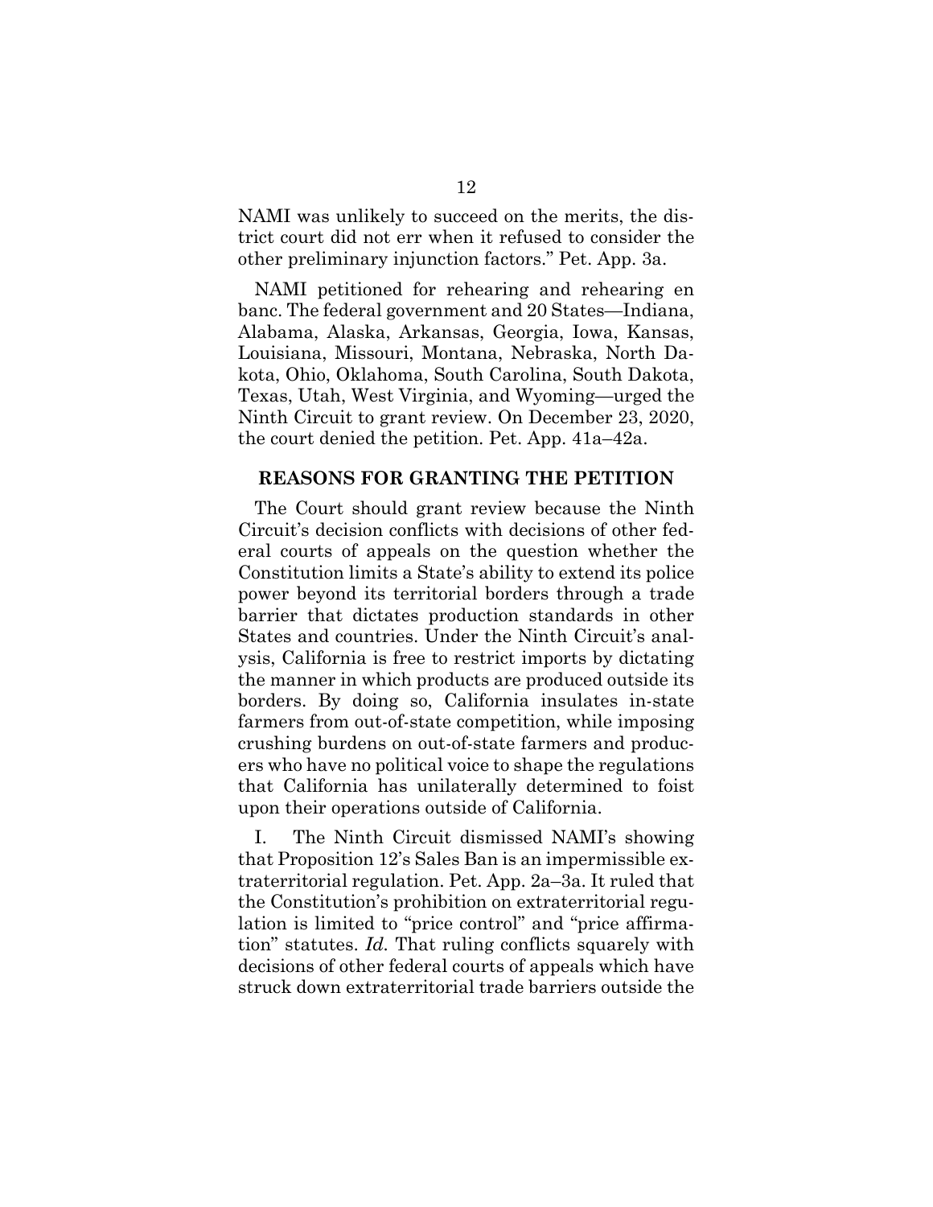NAMI was unlikely to succeed on the merits, the district court did not err when it refused to consider the other preliminary injunction factors." Pet. App. 3a.

NAMI petitioned for rehearing and rehearing en banc. The federal government and 20 States—Indiana, Alabama, Alaska, Arkansas, Georgia, Iowa, Kansas, Louisiana, Missouri, Montana, Nebraska, North Dakota, Ohio, Oklahoma, South Carolina, South Dakota, Texas, Utah, West Virginia, and Wyoming—urged the Ninth Circuit to grant review. On December 23, 2020, the court denied the petition. Pet. App. 41a–42a.

## REASONS FOR GRANTING THE PETITION

The Court should grant review because the Ninth Circuit's decision conflicts with decisions of other federal courts of appeals on the question whether the Constitution limits a State's ability to extend its police power beyond its territorial borders through a trade barrier that dictates production standards in other States and countries. Under the Ninth Circuit's analysis, California is free to restrict imports by dictating the manner in which products are produced outside its borders. By doing so, California insulates in-state farmers from out-of-state competition, while imposing crushing burdens on out-of-state farmers and producers who have no political voice to shape the regulations that California has unilaterally determined to foist upon their operations outside of California.

I. The Ninth Circuit dismissed NAMI's showing that Proposition 12's Sales Ban is an impermissible extraterritorial regulation. Pet. App. 2a–3a. It ruled that the Constitution's prohibition on extraterritorial regulation is limited to "price control" and "price affirmation" statutes. *Id.* That ruling conflicts squarely with decisions of other federal courts of appeals which have struck down extraterritorial trade barriers outside the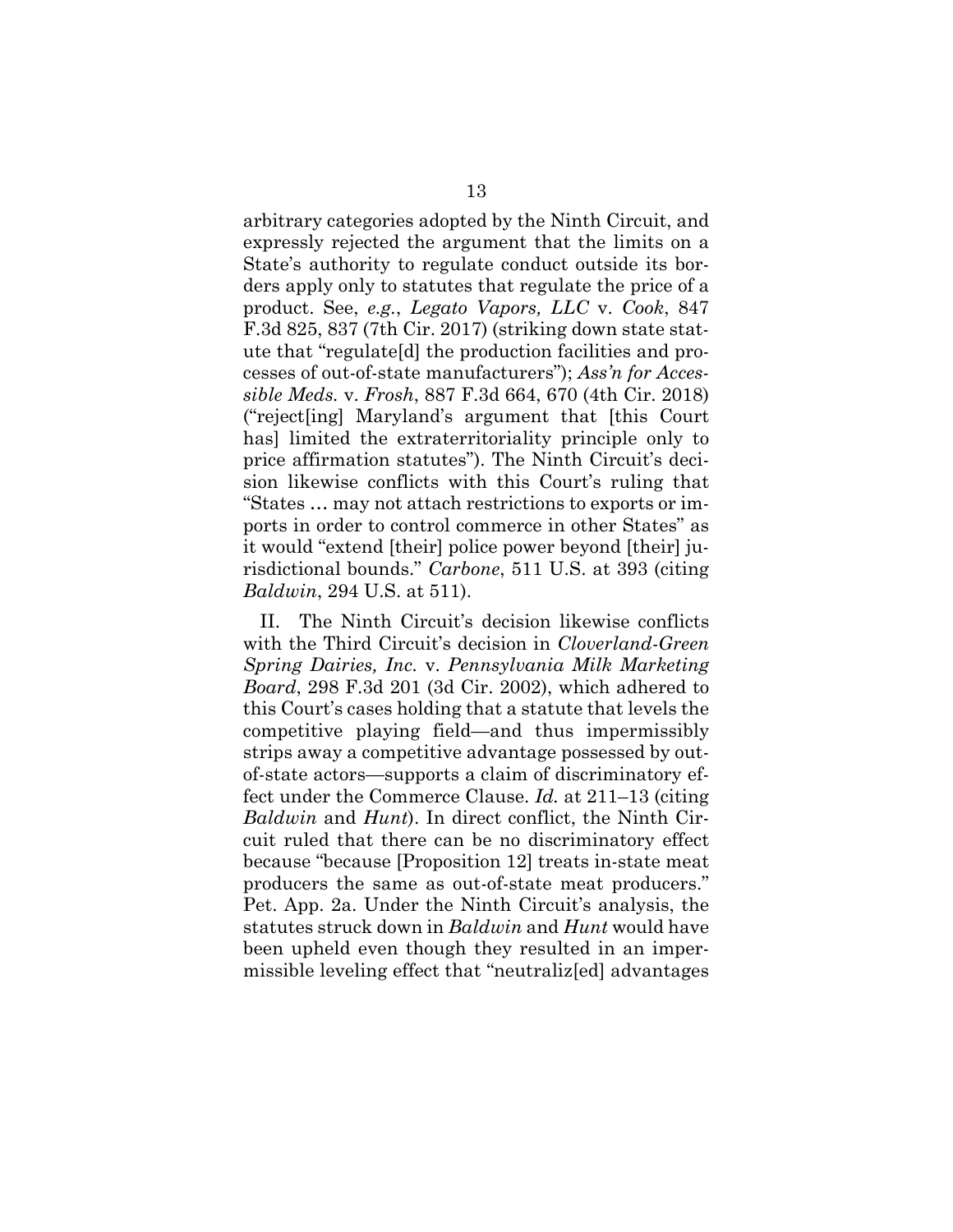arbitrary categories adopted by the Ninth Circuit, and expressly rejected the argument that the limits on a State's authority to regulate conduct outside its borders apply only to statutes that regulate the price of a product. See, *e.g.*, *Legato Vapors, LLC* v. *Cook*, 847 F.3d 825, 837 (7th Cir. 2017) (striking down state statute that "regulate[d] the production facilities and processes of out-of-state manufacturers"); *Ass'n for Accessible Meds.* v. *Frosh*, 887 F.3d 664, 670 (4th Cir. 2018) ("reject[ing] Maryland's argument that [this Court has] limited the extraterritoriality principle only to price affirmation statutes"). The Ninth Circuit's decision likewise conflicts with this Court's ruling that "States … may not attach restrictions to exports or imports in order to control commerce in other States" as it would "extend [their] police power beyond [their] jurisdictional bounds." *Carbone*, 511 U.S. at 393 (citing *Baldwin*, 294 U.S. at 511).

II. The Ninth Circuit's decision likewise conflicts with the Third Circuit's decision in *Cloverland-Green Spring Dairies, Inc.* v. *Pennsylvania Milk Marketing Board*, 298 F.3d 201 (3d Cir. 2002), which adhered to this Court's cases holding that a statute that levels the competitive playing field—and thus impermissibly strips away a competitive advantage possessed by out-of-state actors—supports a claim of discriminatory effect under the Commerce Clause. *Id.* at 211–13 (citing *Baldwin* and *Hunt*). In direct conflict, the Ninth Circuit ruled that there can be no discriminatory effect because "because [Proposition 12] treats in-state meat producers the same as out-of-state meat producers." Pet. App. 2a. Under the Ninth Circuit's analysis, the statutes struck down in *Baldwin* and *Hunt* would have been upheld even though they resulted in an impermissible leveling effect that "neutraliz[ed] advantages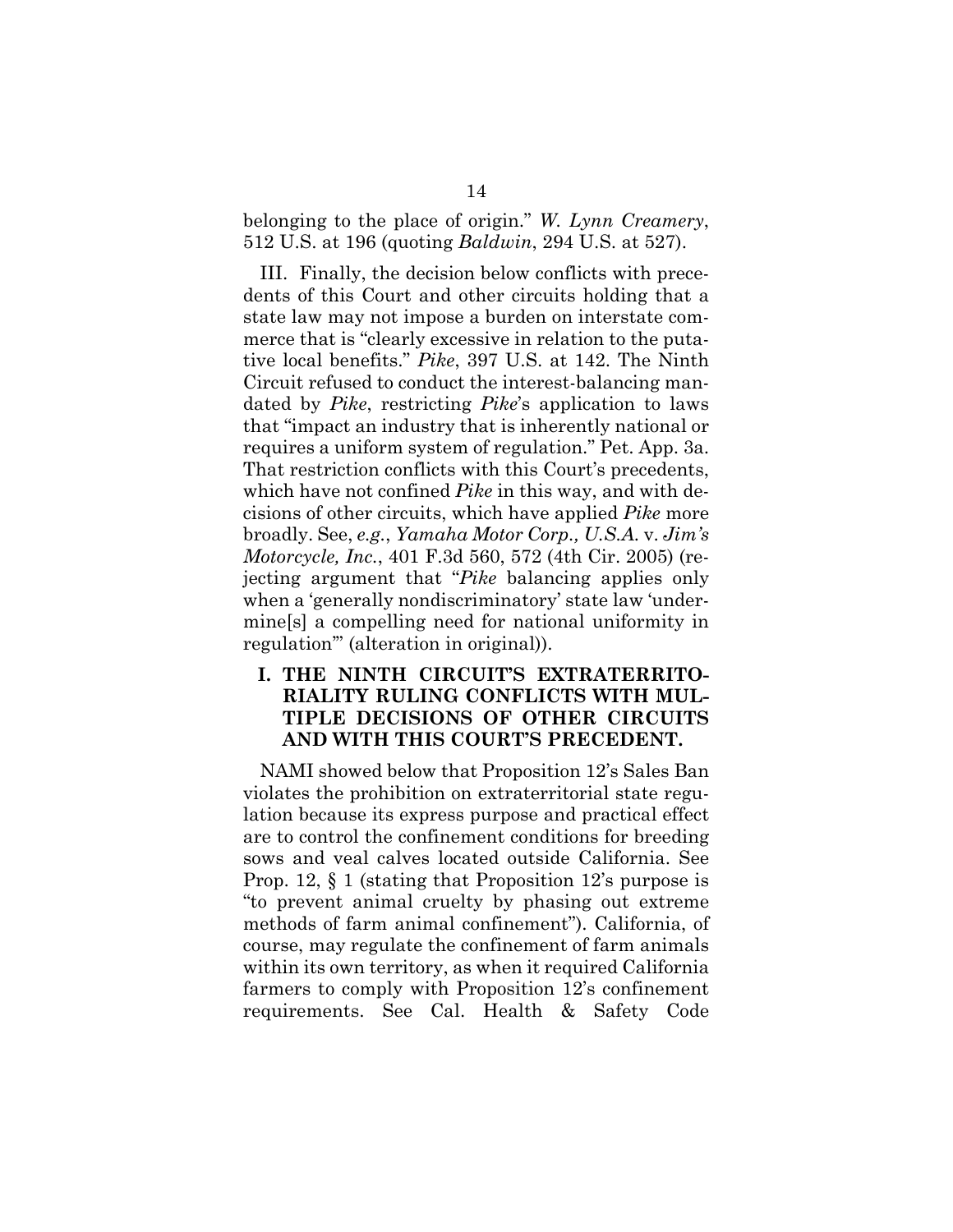belonging to the place of origin." *W. Lynn Creamery*, 512 U.S. at 196 (quoting *Baldwin*, 294 U.S. at 527).

III. Finally, the decision below conflicts with precedents of this Court and other circuits holding that a state law may not impose a burden on interstate commerce that is "clearly excessive in relation to the putative local benefits." *Pike*, 397 U.S. at 142. The Ninth Circuit refused to conduct the interest-balancing mandated by *Pike*, restricting *Pike*'s application to laws that "impact an industry that is inherently national or requires a uniform system of regulation." Pet. App. 3a. That restriction conflicts with this Court's precedents, which have not confined *Pike* in this way, and with decisions of other circuits, which have applied *Pike* more broadly. See, *e.g.*, *Yamaha Motor Corp., U.S.A.* v. *Jim's Motorcycle, Inc.*, 401 F.3d 560, 572 (4th Cir. 2005) (rejecting argument that "*Pike* balancing applies only when a 'generally nondiscriminatory' state law 'undermine[s] a compelling need for national uniformity in regulation'" (alteration in original)).

## I. THE NINTH CIRCUIT'S EXTRATERRITORIALITY RULING CONFLICTS WITH MULTIPLE DECISIONS OF OTHER CIRCUITS AND WITH THIS COURT'S PRECEDENT.

NAMI showed below that Proposition 12's Sales Ban violates the prohibition on extraterritorial state regulation because its express purpose and practical effect are to control the confinement conditions for breeding sows and veal calves located outside California. See Prop. 12, § 1 (stating that Proposition 12's purpose is "to prevent animal cruelty by phasing out extreme methods of farm animal confinement"). California, of course, may regulate the confinement of farm animals within its own territory, as when it required California farmers to comply with Proposition 12's confinement requirements. See Cal. Health & Safety Code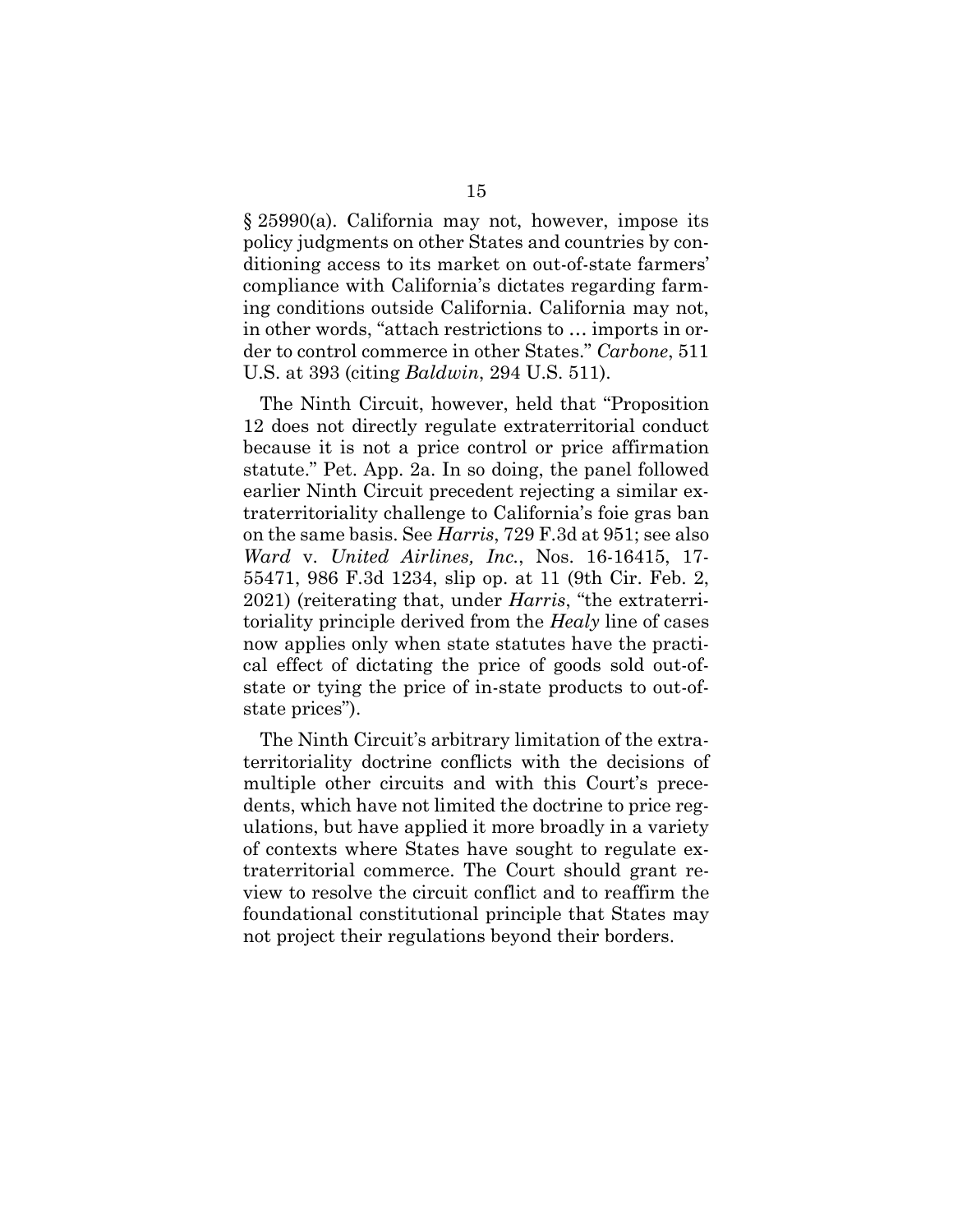§ 25990(a). California may not, however, impose its policy judgments on other States and countries by conditioning access to its market on out-of-state farmers' compliance with California's dictates regarding farming conditions outside California. California may not, in other words, "attach restrictions to … imports in order to control commerce in other States." *Carbone*, 511 U.S. at 393 (citing *Baldwin*, 294 U.S. 511).

The Ninth Circuit, however, held that "Proposition 12 does not directly regulate extraterritorial conduct because it is not a price control or price affirmation statute." Pet. App. 2a. In so doing, the panel followed earlier Ninth Circuit precedent rejecting a similar extraterritoriality challenge to California's foie gras ban on the same basis. See *Harris*, 729 F.3d at 951; see also *Ward* v. *United Airlines, Inc.*, Nos. 16-16415, 17-55471, 986 F.3d 1234, slip op. at 11 (9th Cir. Feb. 2, 2021) (reiterating that, under *Harris*, "the extraterritoriality principle derived from the *Healy* line of cases now applies only when state statutes have the practical effect of dictating the price of goods sold out-of-state or tying the price of in-state products to out-of-state prices").

The Ninth Circuit's arbitrary limitation of the extraterritoriality doctrine conflicts with the decisions of multiple other circuits and with this Court's precedents, which have not limited the doctrine to price regulations, but have applied it more broadly in a variety of contexts where States have sought to regulate extraterritorial commerce. The Court should grant review to resolve the circuit conflict and to reaffirm the foundational constitutional principle that States may not project their regulations beyond their borders.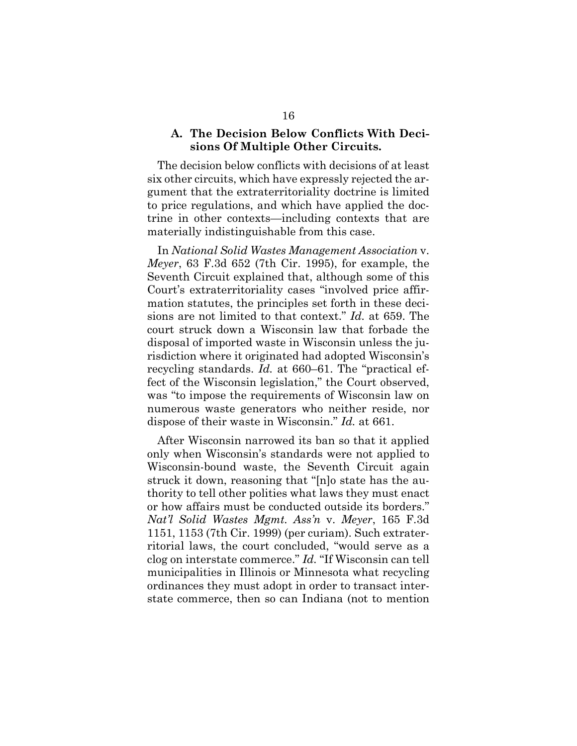### A. The Decision Below Conflicts With Decisions Of Multiple Other Circuits.

The decision below conflicts with decisions of at least six other circuits, which have expressly rejected the argument that the extraterritoriality doctrine is limited to price regulations, and which have applied the doctrine in other contexts—including contexts that are materially indistinguishable from this case.

In *National Solid Wastes Management Association* v. *Meyer*, 63 F.3d 652 (7th Cir. 1995), for example, the Seventh Circuit explained that, although some of this Court's extraterritoriality cases "involved price affirmation statutes, the principles set forth in these decisions are not limited to that context." *Id.* at 659. The court struck down a Wisconsin law that forbade the disposal of imported waste in Wisconsin unless the jurisdiction where it originated had adopted Wisconsin's recycling standards. *Id.* at 660–61. The "practical effect of the Wisconsin legislation," the Court observed, was "to impose the requirements of Wisconsin law on numerous waste generators who neither reside, nor dispose of their waste in Wisconsin." *Id.* at 661.

After Wisconsin narrowed its ban so that it applied only when Wisconsin's standards were not applied to Wisconsin-bound waste, the Seventh Circuit again struck it down, reasoning that "[n]o state has the authority to tell other polities what laws they must enact or how affairs must be conducted outside its borders." *Nat'l Solid Wastes Mgmt. Ass'n* v. *Meyer*, 165 F.3d 1151, 1153 (7th Cir. 1999) (per curiam). Such extraterritorial laws, the court concluded, "would serve as a clog on interstate commerce." *Id.* "If Wisconsin can tell municipalities in Illinois or Minnesota what recycling ordinances they must adopt in order to transact interstate commerce, then so can Indiana (not to mention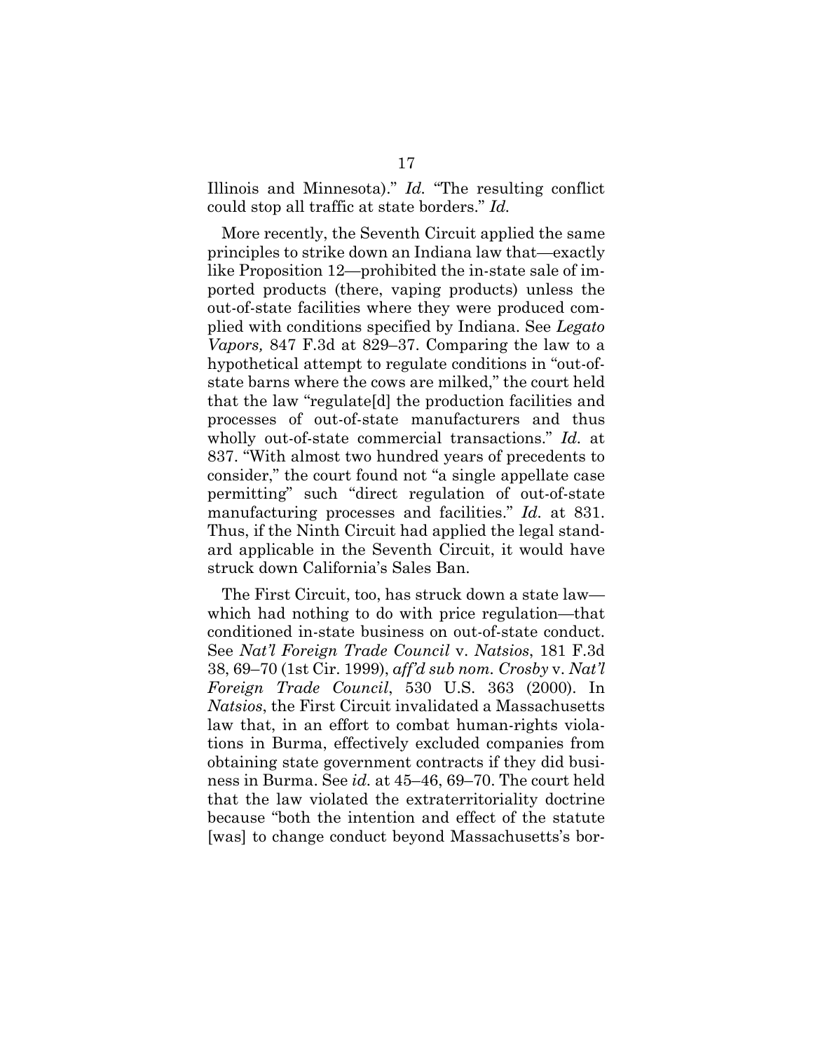Illinois and Minnesota)." *Id.* "The resulting conflict could stop all traffic at state borders." *Id.*

More recently, the Seventh Circuit applied the same principles to strike down an Indiana law that—exactly like Proposition 12—prohibited the in-state sale of imported products (there, vaping products) unless the out-of-state facilities where they were produced complied with conditions specified by Indiana. See *Legato Vapors,* 847 F.3d at 829–37. Comparing the law to a hypothetical attempt to regulate conditions in "out-of-state barns where the cows are milked," the court held that the law "regulate[d] the production facilities and processes of out-of-state manufacturers and thus wholly out-of-state commercial transactions." *Id.* at 837. "With almost two hundred years of precedents to consider," the court found not "a single appellate case permitting" such "direct regulation of out-of-state manufacturing processes and facilities." *Id.* at 831. Thus, if the Ninth Circuit had applied the legal standard applicable in the Seventh Circuit, it would have struck down California's Sales Ban.

The First Circuit, too, has struck down a state law—which had nothing to do with price regulation—that conditioned in-state business on out-of-state conduct. See *Nat'l Foreign Trade Council* v. *Natsios*, 181 F.3d 38, 69–70 (1st Cir. 1999), *aff'd sub nom. Crosby* v. *Nat'l Foreign Trade Council*, 530 U.S. 363 (2000). In *Natsios*, the First Circuit invalidated a Massachusetts law that, in an effort to combat human-rights violations in Burma, effectively excluded companies from obtaining state government contracts if they did business in Burma. See *id.* at 45–46, 69–70. The court held that the law violated the extraterritoriality doctrine because "both the intention and effect of the statute [was] to change conduct beyond Massachusetts's bor-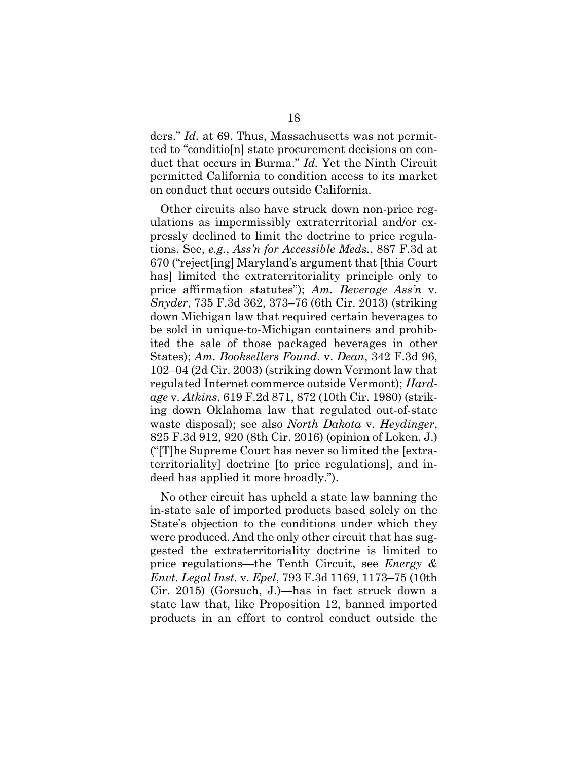ders." *Id.* at 69. Thus, Massachusetts was not permitted to "conditio[n] state procurement decisions on conduct that occurs in Burma." *Id.* Yet the Ninth Circuit permitted California to condition access to its market on conduct that occurs outside California.

Other circuits also have struck down non-price regulations as impermissibly extraterritorial and/or expressly declined to limit the doctrine to price regulations. See, *e.g.*, *Ass'n for Accessible Meds.*, 887 F.3d at 670 ("reject[ing] Maryland's argument that [this Court has] limited the extraterritoriality principle only to price affirmation statutes"); *Am. Beverage Ass'n* v. *Snyder*, 735 F.3d 362, 373–76 (6th Cir. 2013) (striking down Michigan law that required certain beverages to be sold in unique-to-Michigan containers and prohibited the sale of those packaged beverages in other States); *Am. Booksellers Found.* v. *Dean*, 342 F.3d 96, 102–04 (2d Cir. 2003) (striking down Vermont law that regulated Internet commerce outside Vermont); *Hardage* v. *Atkins*, 619 F.2d 871, 872 (10th Cir. 1980) (striking down Oklahoma law that regulated out-of-state waste disposal); see also *North Dakota* v. *Heydinger*, 825 F.3d 912, 920 (8th Cir. 2016) (opinion of Loken, J.) ("[T]he Supreme Court has never so limited the [extraterritoriality] doctrine [to price regulations], and indeed has applied it more broadly.").

No other circuit has upheld a state law banning the in-state sale of imported products based solely on the State's objection to the conditions under which they were produced. And the only other circuit that has suggested the extraterritoriality doctrine is limited to price regulations—the Tenth Circuit, see *Energy & Envt. Legal Inst.* v. *Epel*, 793 F.3d 1169, 1173–75 (10th Cir. 2015) (Gorsuch, J.)—has in fact struck down a state law that, like Proposition 12, banned imported products in an effort to control conduct outside the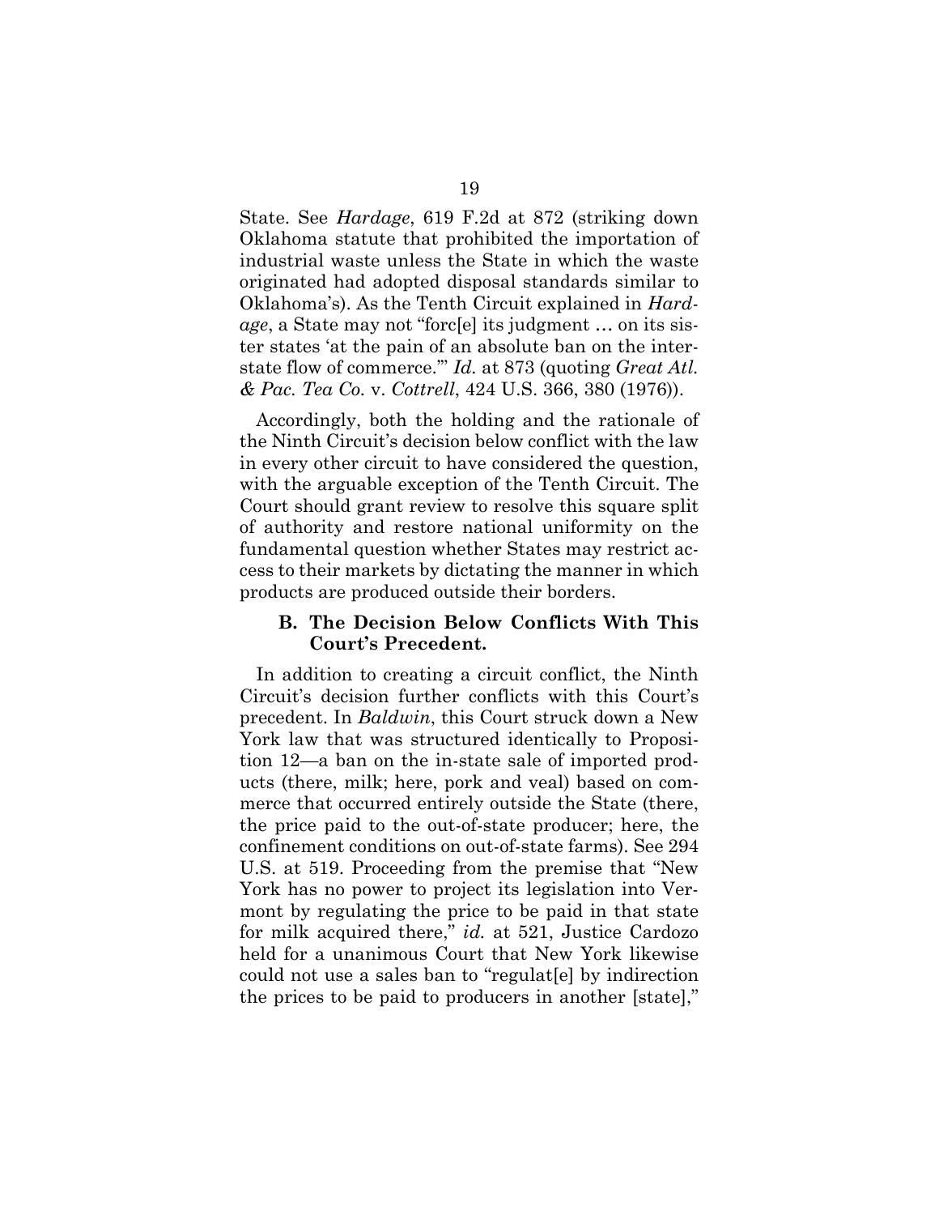State. See *Hardage*, 619 F.2d at 872 (striking down Oklahoma statute that prohibited the importation of industrial waste unless the State in which the waste originated had adopted disposal standards similar to Oklahoma's). As the Tenth Circuit explained in *Hardage*, a State may not "forc[e] its judgment … on its sister states 'at the pain of an absolute ban on the interstate flow of commerce.'" *Id.* at 873 (quoting *Great Atl. & Pac. Tea Co.* v. *Cottrell*, 424 U.S. 366, 380 (1976)).

Accordingly, both the holding and the rationale of the Ninth Circuit's decision below conflict with the law in every other circuit to have considered the question, with the arguable exception of the Tenth Circuit. The Court should grant review to resolve this square split of authority and restore national uniformity on the fundamental question whether States may restrict access to their markets by dictating the manner in which products are produced outside their borders.

### B. The Decision Below Conflicts With This Court's Precedent.

In addition to creating a circuit conflict, the Ninth Circuit's decision further conflicts with this Court's precedent. In *Baldwin*, this Court struck down a New York law that was structured identically to Proposition 12—a ban on the in-state sale of imported products (there, milk; here, pork and veal) based on commerce that occurred entirely outside the State (there, the price paid to the out-of-state producer; here, the confinement conditions on out-of-state farms). See 294 U.S. at 519. Proceeding from the premise that "New York has no power to project its legislation into Vermont by regulating the price to be paid in that state for milk acquired there," *id.* at 521, Justice Cardozo held for a unanimous Court that New York likewise could not use a sales ban to "regulat[e] by indirection the prices to be paid to producers in another [state],"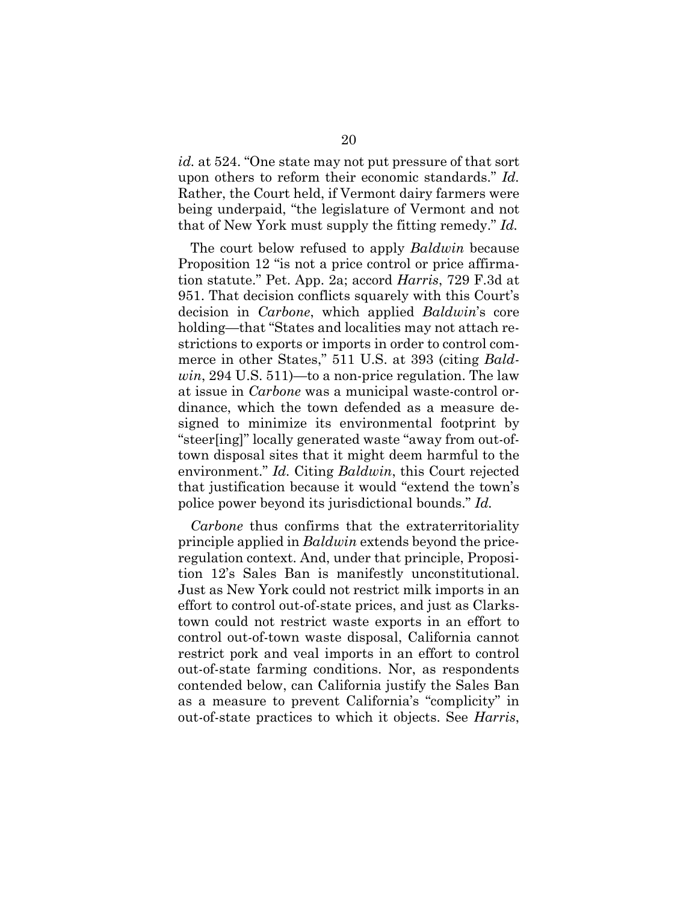*id.* at 524. "One state may not put pressure of that sort upon others to reform their economic standards." *Id.* Rather, the Court held, if Vermont dairy farmers were being underpaid, "the legislature of Vermont and not that of New York must supply the fitting remedy." *Id.*

The court below refused to apply *Baldwin* because Proposition 12 "is not a price control or price affirmation statute." Pet. App. 2a; accord *Harris*, 729 F.3d at 951. That decision conflicts squarely with this Court's decision in *Carbone*, which applied *Baldwin*'s core holding—that "States and localities may not attach restrictions to exports or imports in order to control commerce in other States," 511 U.S. at 393 (citing *Baldwin*, 294 U.S. 511)—to a non-price regulation. The law at issue in *Carbone* was a municipal waste-control ordinance, which the town defended as a measure designed to minimize its environmental footprint by "steer[ing]" locally generated waste "away from out-of-town disposal sites that it might deem harmful to the environment." *Id.* Citing *Baldwin*, this Court rejected that justification because it would "extend the town's police power beyond its jurisdictional bounds." *Id.*

*Carbone* thus confirms that the extraterritoriality principle applied in *Baldwin* extends beyond the price-regulation context. And, under that principle, Proposition 12's Sales Ban is manifestly unconstitutional. Just as New York could not restrict milk imports in an effort to control out-of-state prices, and just as Clarkstown could not restrict waste exports in an effort to control out-of-town waste disposal, California cannot restrict pork and veal imports in an effort to control out-of-state farming conditions. Nor, as respondents contended below, can California justify the Sales Ban as a measure to prevent California's "complicity" in out-of-state practices to which it objects. See *Harris*,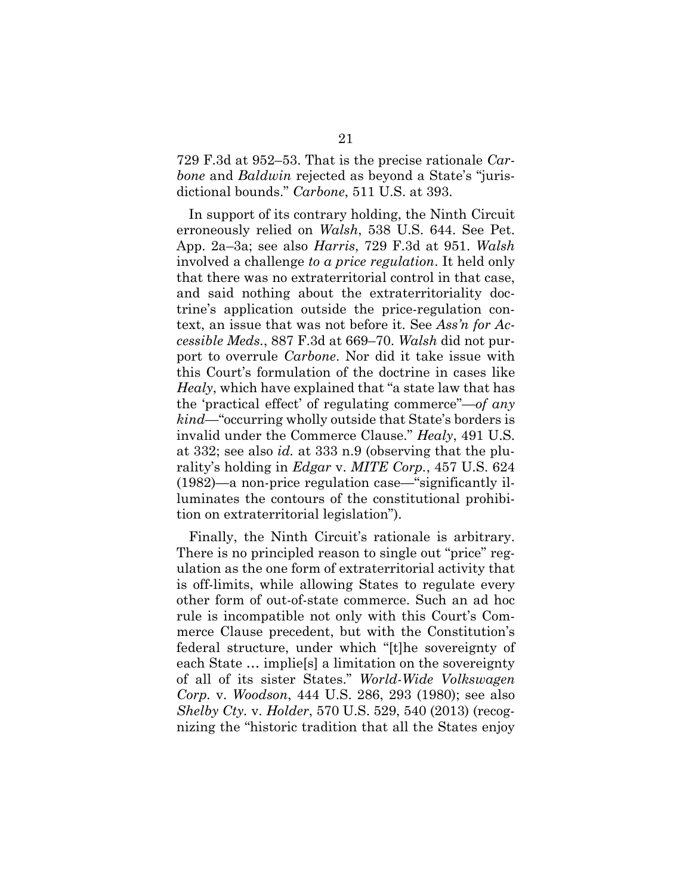729 F.3d at 952–53. That is the precise rationale *Carbone* and *Baldwin* rejected as beyond a State's "jurisdictional bounds." *Carbone*, 511 U.S. at 393.

In support of its contrary holding, the Ninth Circuit erroneously relied on *Walsh*, 538 U.S. 644. See Pet. App. 2a–3a; see also *Harris*, 729 F.3d at 951. *Walsh* involved a challenge *to a price regulation*. It held only that there was no extraterritorial control in that case, and said nothing about the extraterritoriality doctrine's application outside the price-regulation context, an issue that was not before it. See *Ass'n for Accessible Meds.*, 887 F.3d at 669–70. *Walsh* did not purport to overrule *Carbone*. Nor did it take issue with this Court's formulation of the doctrine in cases like *Healy*, which have explained that "a state law that has the 'practical effect' of regulating commerce"—*of any kind*—"occurring wholly outside that State's borders is invalid under the Commerce Clause." *Healy*, 491 U.S. at 332; see also *id.* at 333 n.9 (observing that the plurality's holding in *Edgar* v. *MITE Corp.*, 457 U.S. 624 (1982)—a non-price regulation case—"significantly illuminates the contours of the constitutional prohibition on extraterritorial legislation").

Finally, the Ninth Circuit's rationale is arbitrary. There is no principled reason to single out "price" regulation as the one form of extraterritorial activity that is off-limits, while allowing States to regulate every other form of out-of-state commerce. Such an ad hoc rule is incompatible not only with this Court's Commerce Clause precedent, but with the Constitution's federal structure, under which "[t]he sovereignty of each State … implie[s] a limitation on the sovereignty of all of its sister States." *World-Wide Volkswagen Corp.* v. *Woodson*, 444 U.S. 286, 293 (1980); see also *Shelby Cty.* v. *Holder*, 570 U.S. 529, 540 (2013) (recognizing the "historic tradition that all the States enjoy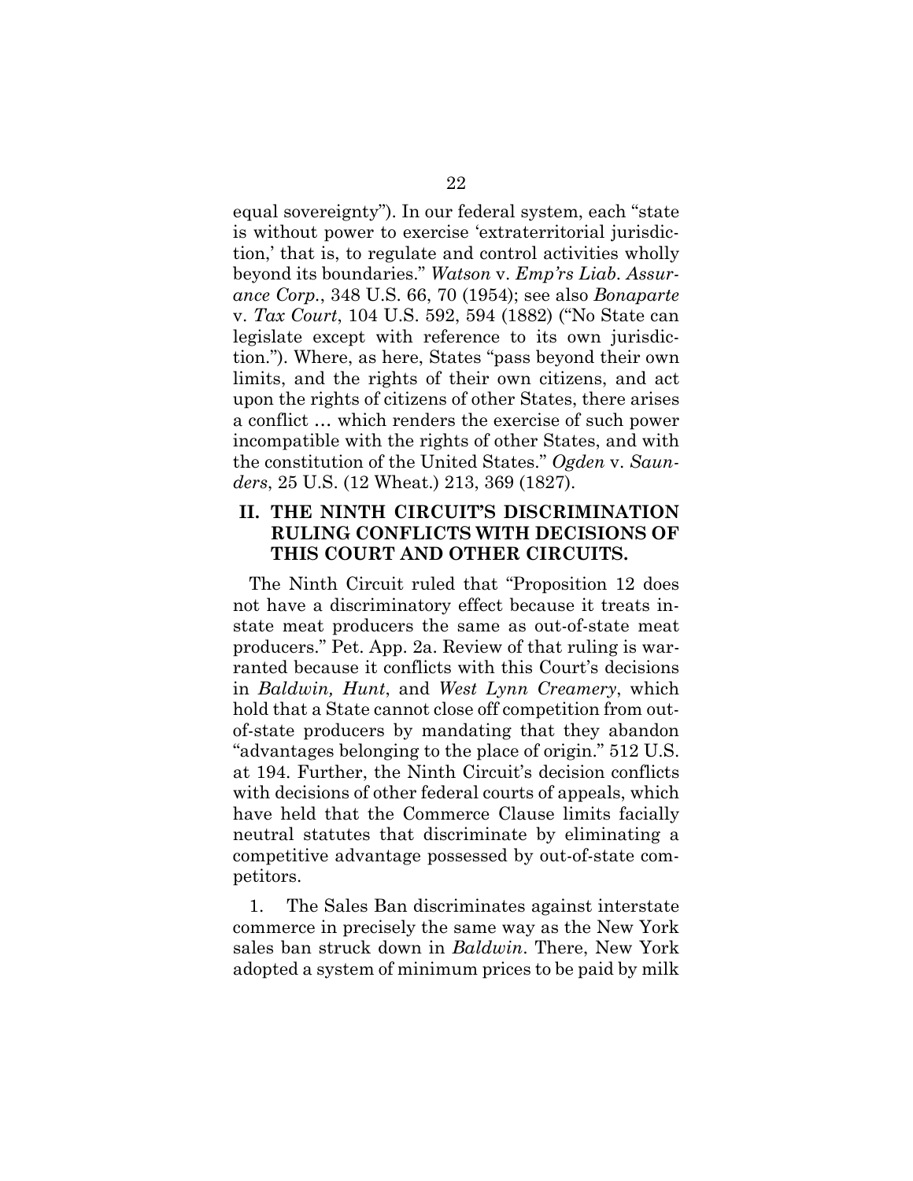equal sovereignty"). In our federal system, each "state is without power to exercise 'extraterritorial jurisdiction,' that is, to regulate and control activities wholly beyond its boundaries." *Watson* v. *Emp'rs Liab. Assurance Corp.*, 348 U.S. 66, 70 (1954); see also *Bonaparte* v. *Tax Court*, 104 U.S. 592, 594 (1882) ("No State can legislate except with reference to its own jurisdiction."). Where, as here, States "pass beyond their own limits, and the rights of their own citizens, and act upon the rights of citizens of other States, there arises a conflict … which renders the exercise of such power incompatible with the rights of other States, and with the constitution of the United States." *Ogden* v. *Saunders*, 25 U.S. (12 Wheat.) 213, 369 (1827).

## II. THE NINTH CIRCUIT'S DISCRIMINATION RULING CONFLICTS WITH DECISIONS OF THIS COURT AND OTHER CIRCUITS.

The Ninth Circuit ruled that "Proposition 12 does not have a discriminatory effect because it treats in-state meat producers the same as out-of-state meat producers." Pet. App. 2a. Review of that ruling is warranted because it conflicts with this Court's decisions in *Baldwin, Hunt*, and *West Lynn Creamery*, which hold that a State cannot close off competition from out-of-state producers by mandating that they abandon "advantages belonging to the place of origin." 512 U.S. at 194. Further, the Ninth Circuit's decision conflicts with decisions of other federal courts of appeals, which have held that the Commerce Clause limits facially neutral statutes that discriminate by eliminating a competitive advantage possessed by out-of-state competitors.

1. The Sales Ban discriminates against interstate commerce in precisely the same way as the New York sales ban struck down in *Baldwin*. There, New York adopted a system of minimum prices to be paid by milk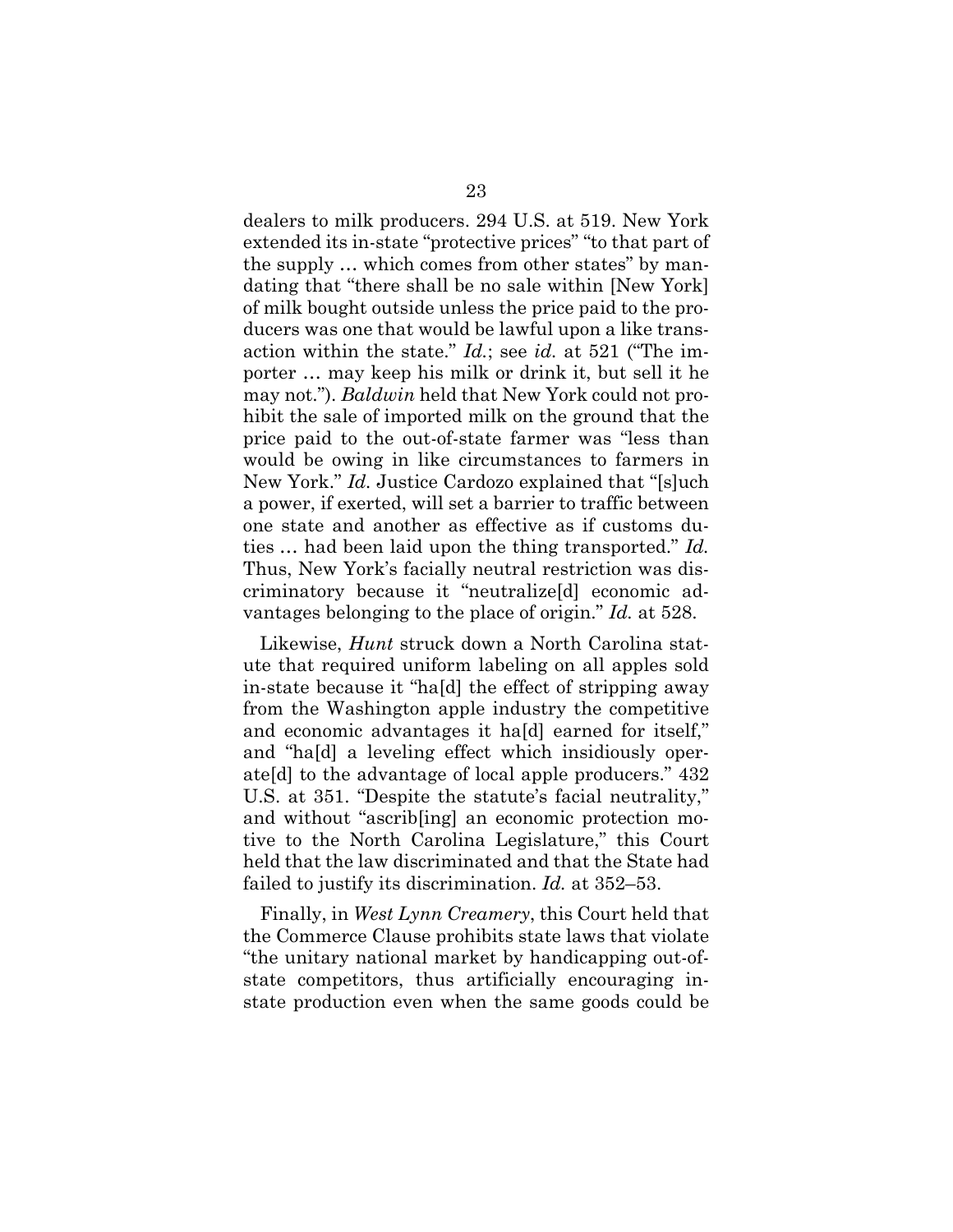dealers to milk producers. 294 U.S. at 519. New York extended its in-state "protective prices" "to that part of the supply … which comes from other states" by mandating that "there shall be no sale within [New York] of milk bought outside unless the price paid to the producers was one that would be lawful upon a like transaction within the state." *Id.*; see *id.* at 521 ("The importer … may keep his milk or drink it, but sell it he may not."). *Baldwin* held that New York could not prohibit the sale of imported milk on the ground that the price paid to the out-of-state farmer was "less than would be owing in like circumstances to farmers in New York." *Id.* Justice Cardozo explained that "[s]uch a power, if exerted, will set a barrier to traffic between one state and another as effective as if customs duties … had been laid upon the thing transported." *Id.* Thus, New York's facially neutral restriction was discriminatory because it "neutralize[d] economic advantages belonging to the place of origin." *Id.* at 528.

Likewise, *Hunt* struck down a North Carolina statute that required uniform labeling on all apples sold in-state because it "ha[d] the effect of stripping away from the Washington apple industry the competitive and economic advantages it ha[d] earned for itself," and "ha[d] a leveling effect which insidiously operate[d] to the advantage of local apple producers." 432 U.S. at 351. "Despite the statute's facial neutrality," and without "ascrib[ing] an economic protection motive to the North Carolina Legislature," this Court held that the law discriminated and that the State had failed to justify its discrimination. *Id.* at 352–53.

Finally, in *West Lynn Creamery*, this Court held that the Commerce Clause prohibits state laws that violate "the unitary national market by handicapping out-of-state competitors, thus artificially encouraging in-state production even when the same goods could be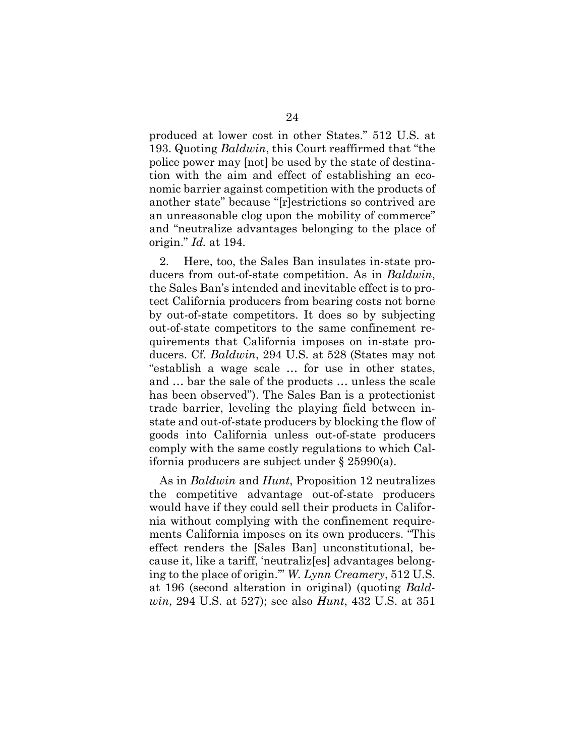produced at lower cost in other States." 512 U.S. at 193. Quoting *Baldwin*, this Court reaffirmed that "the police power may [not] be used by the state of destination with the aim and effect of establishing an economic barrier against competition with the products of another state" because "[r]estrictions so contrived are an unreasonable clog upon the mobility of commerce" and "neutralize advantages belonging to the place of origin." *Id.* at 194.

2. Here, too, the Sales Ban insulates in-state producers from out-of-state competition. As in *Baldwin*, the Sales Ban's intended and inevitable effect is to protect California producers from bearing costs not borne by out-of-state competitors. It does so by subjecting out-of-state competitors to the same confinement requirements that California imposes on in-state producers. Cf. *Baldwin*, 294 U.S. at 528 (States may not "establish a wage scale … for use in other states, and … bar the sale of the products … unless the scale has been observed"). The Sales Ban is a protectionist trade barrier, leveling the playing field between in-state and out-of-state producers by blocking the flow of goods into California unless out-of-state producers comply with the same costly regulations to which California producers are subject under § 25990(a).

As in *Baldwin* and *Hunt*, Proposition 12 neutralizes the competitive advantage out-of-state producers would have if they could sell their products in California without complying with the confinement requirements California imposes on its own producers. "This effect renders the [Sales Ban] unconstitutional, because it, like a tariff, 'neutraliz[es] advantages belonging to the place of origin.'" *W. Lynn Creamery*, 512 U.S. at 196 (second alteration in original) (quoting *Baldwin*, 294 U.S. at 527); see also *Hunt*, 432 U.S. at 351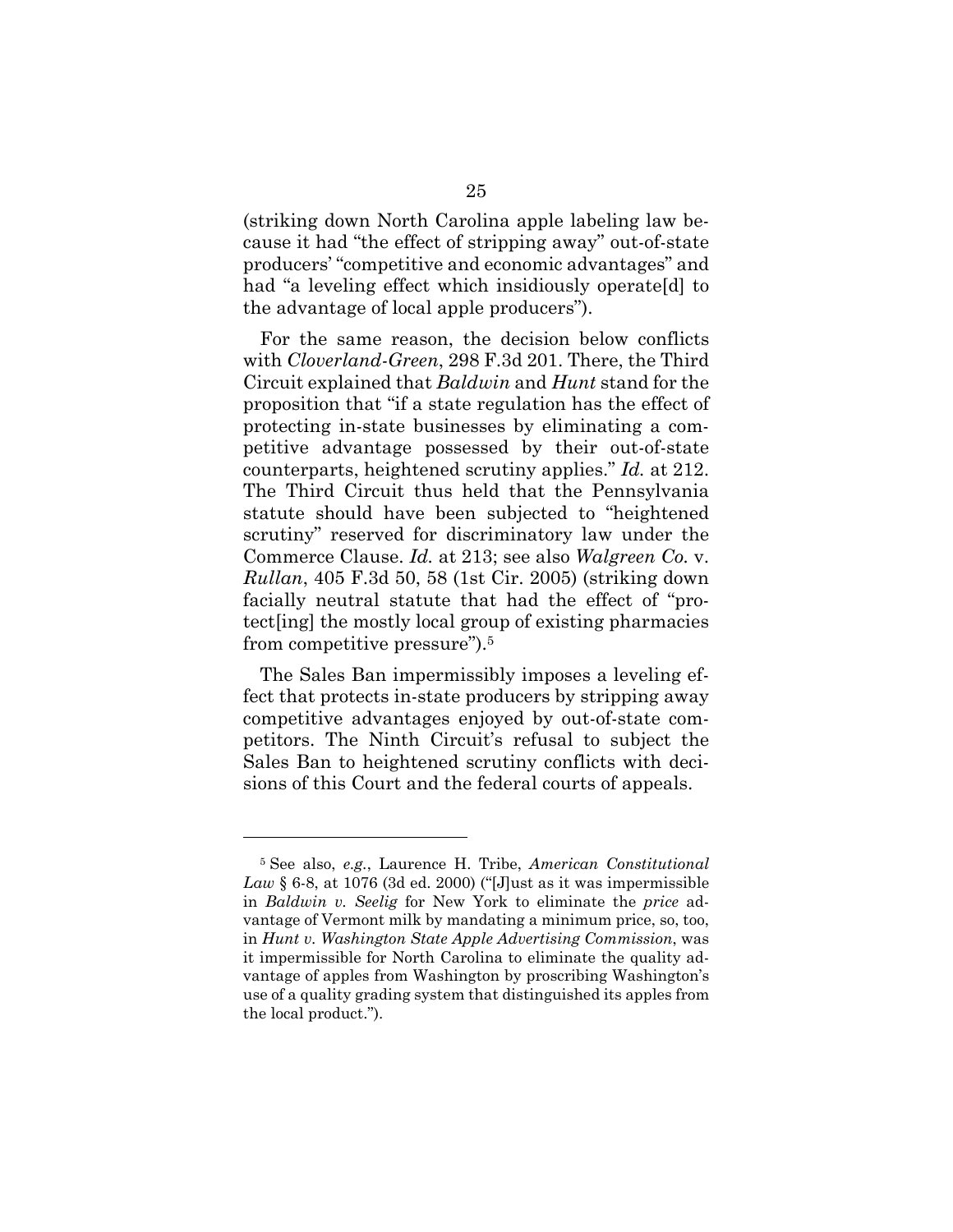(striking down North Carolina apple labeling law because it had "the effect of stripping away" out-of-state producers' "competitive and economic advantages" and had "a leveling effect which insidiously operate[d] to the advantage of local apple producers").

For the same reason, the decision below conflicts with *Cloverland-Green*, 298 F.3d 201. There, the Third Circuit explained that *Baldwin* and *Hunt* stand for the proposition that "if a state regulation has the effect of protecting in-state businesses by eliminating a competitive advantage possessed by their out-of-state counterparts, heightened scrutiny applies." *Id.* at 212. The Third Circuit thus held that the Pennsylvania statute should have been subjected to "heightened scrutiny" reserved for discriminatory law under the Commerce Clause. *Id.* at 213; see also *Walgreen Co.* v. *Rullan*, 405 F.3d 50, 58 (1st Cir. 2005) (striking down facially neutral statute that had the effect of "protect[ing] the mostly local group of existing pharmacies from competitive pressure").[5]

The Sales Ban impermissibly imposes a leveling effect that protects in-state producers by stripping away competitive advantages enjoyed by out-of-state competitors. The Ninth Circuit's refusal to subject the Sales Ban to heightened scrutiny conflicts with decisions of this Court and the federal courts of appeals.

---

[5] See also, *e.g.*, Laurence H. Tribe, *American Constitutional Law* § 6-8, at 1076 (3d ed. 2000) ("[J]ust as it was impermissible in *Baldwin v. Seelig* for New York to eliminate the *price* advantage of Vermont milk by mandating a minimum price, so, too, in *Hunt v. Washington State Apple Advertising Commission*, was it impermissible for North Carolina to eliminate the quality advantage of apples from Washington by proscribing Washington's use of a quality grading system that distinguished its apples from the local product.").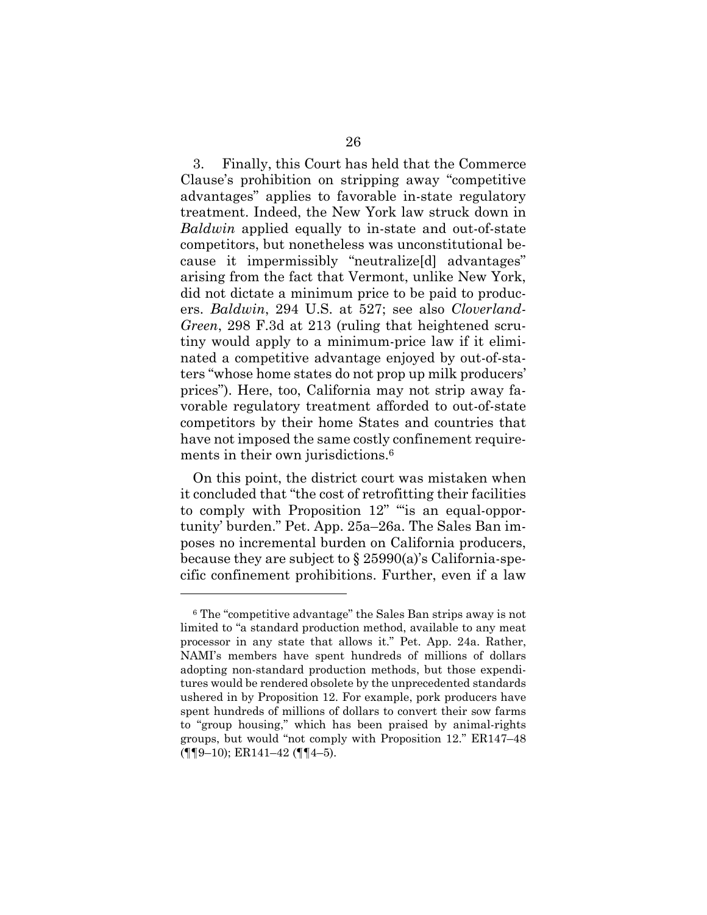3. Finally, this Court has held that the Commerce Clause's prohibition on stripping away "competitive advantages" applies to favorable in-state regulatory treatment. Indeed, the New York law struck down in *Baldwin* applied equally to in-state and out-of-state competitors, but nonetheless was unconstitutional because it impermissibly "neutralize[d] advantages" arising from the fact that Vermont, unlike New York, did not dictate a minimum price to be paid to producers. *Baldwin*, 294 U.S. at 527; see also *Cloverland-Green*, 298 F.3d at 213 (ruling that heightened scrutiny would apply to a minimum-price law if it eliminated a competitive advantage enjoyed by out-of-staters "whose home states do not prop up milk producers' prices"). Here, too, California may not strip away favorable regulatory treatment afforded to out-of-state competitors by their home States and countries that have not imposed the same costly confinement requirements in their own jurisdictions.[6]

On this point, the district court was mistaken when it concluded that "the cost of retrofitting their facilities to comply with Proposition 12" "'is an equal-opportunity' burden." Pet. App. 25a–26a. The Sales Ban imposes no incremental burden on California producers, because they are subject to § 25990(a)'s California-specific confinement prohibitions. Further, even if a law

---

[6] The "competitive advantage" the Sales Ban strips away is not limited to "a standard production method, available to any meat processor in any state that allows it." Pet. App. 24a. Rather, NAMI's members have spent hundreds of millions of dollars adopting non-standard production methods, but those expenditures would be rendered obsolete by the unprecedented standards ushered in by Proposition 12. For example, pork producers have spent hundreds of millions of dollars to convert their sow farms to "group housing," which has been praised by animal-rights groups, but would "not comply with Proposition 12." ER147–48 (¶¶9–10); ER141–42 (¶¶4–5).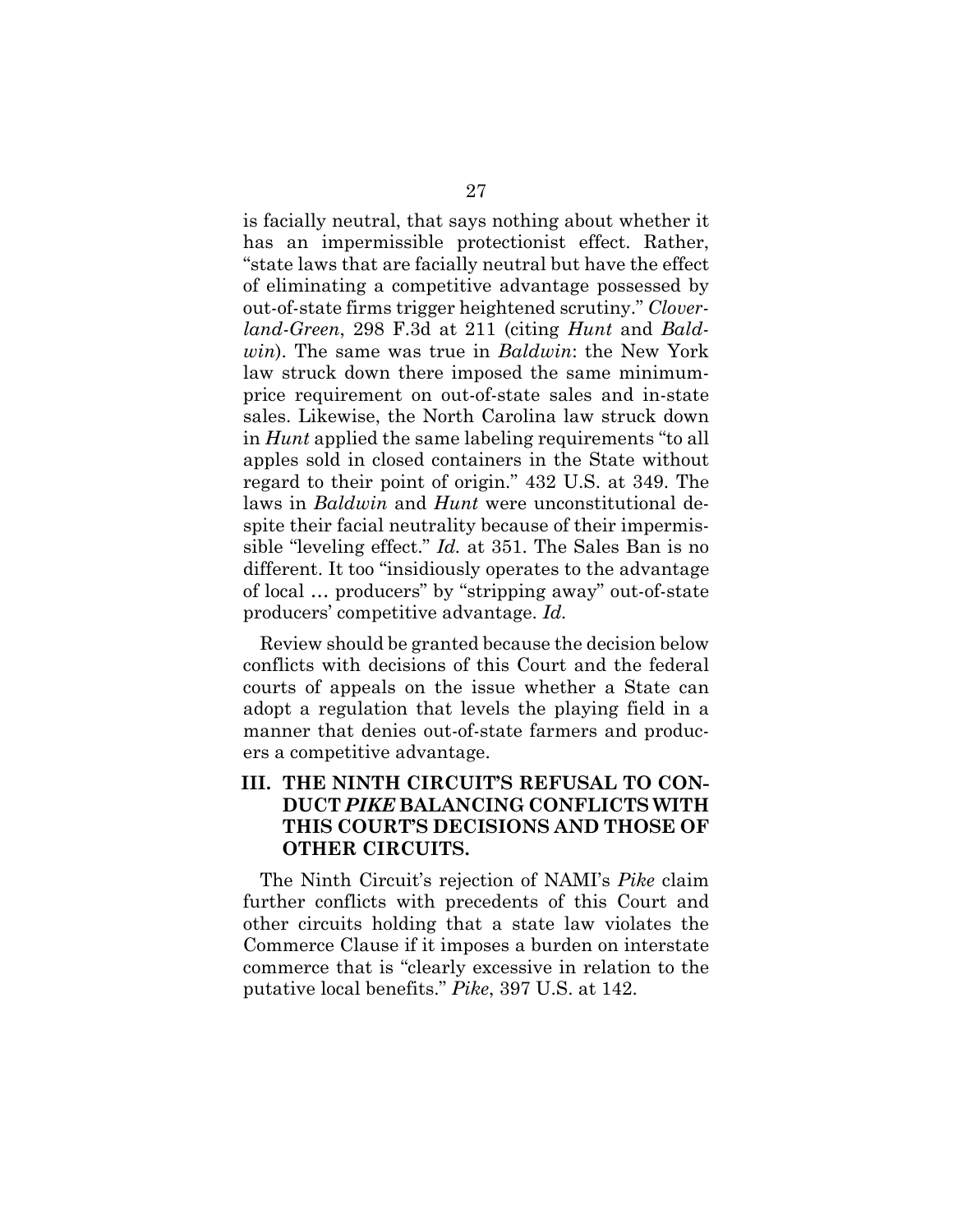is facially neutral, that says nothing about whether it has an impermissible protectionist effect. Rather, "state laws that are facially neutral but have the effect of eliminating a competitive advantage possessed by out-of-state firms trigger heightened scrutiny." *Cloverland-Green*, 298 F.3d at 211 (citing *Hunt* and *Baldwin*). The same was true in *Baldwin*: the New York law struck down there imposed the same minimum-price requirement on out-of-state sales and in-state sales. Likewise, the North Carolina law struck down in *Hunt* applied the same labeling requirements "to all apples sold in closed containers in the State without regard to their point of origin." 432 U.S. at 349. The laws in *Baldwin* and *Hunt* were unconstitutional despite their facial neutrality because of their impermissible "leveling effect." *Id.* at 351. The Sales Ban is no different. It too "insidiously operates to the advantage of local … producers" by "stripping away" out-of-state producers' competitive advantage. *Id.*

Review should be granted because the decision below conflicts with decisions of this Court and the federal courts of appeals on the issue whether a State can adopt a regulation that levels the playing field in a manner that denies out-of-state farmers and producers a competitive advantage.

## III. THE NINTH CIRCUIT'S REFUSAL TO CONDUCT *PIKE* BALANCING CONFLICTS WITH THIS COURT'S DECISIONS AND THOSE OF OTHER CIRCUITS.

The Ninth Circuit's rejection of NAMI's *Pike* claim further conflicts with precedents of this Court and other circuits holding that a state law violates the Commerce Clause if it imposes a burden on interstate commerce that is "clearly excessive in relation to the putative local benefits." *Pike*, 397 U.S. at 142.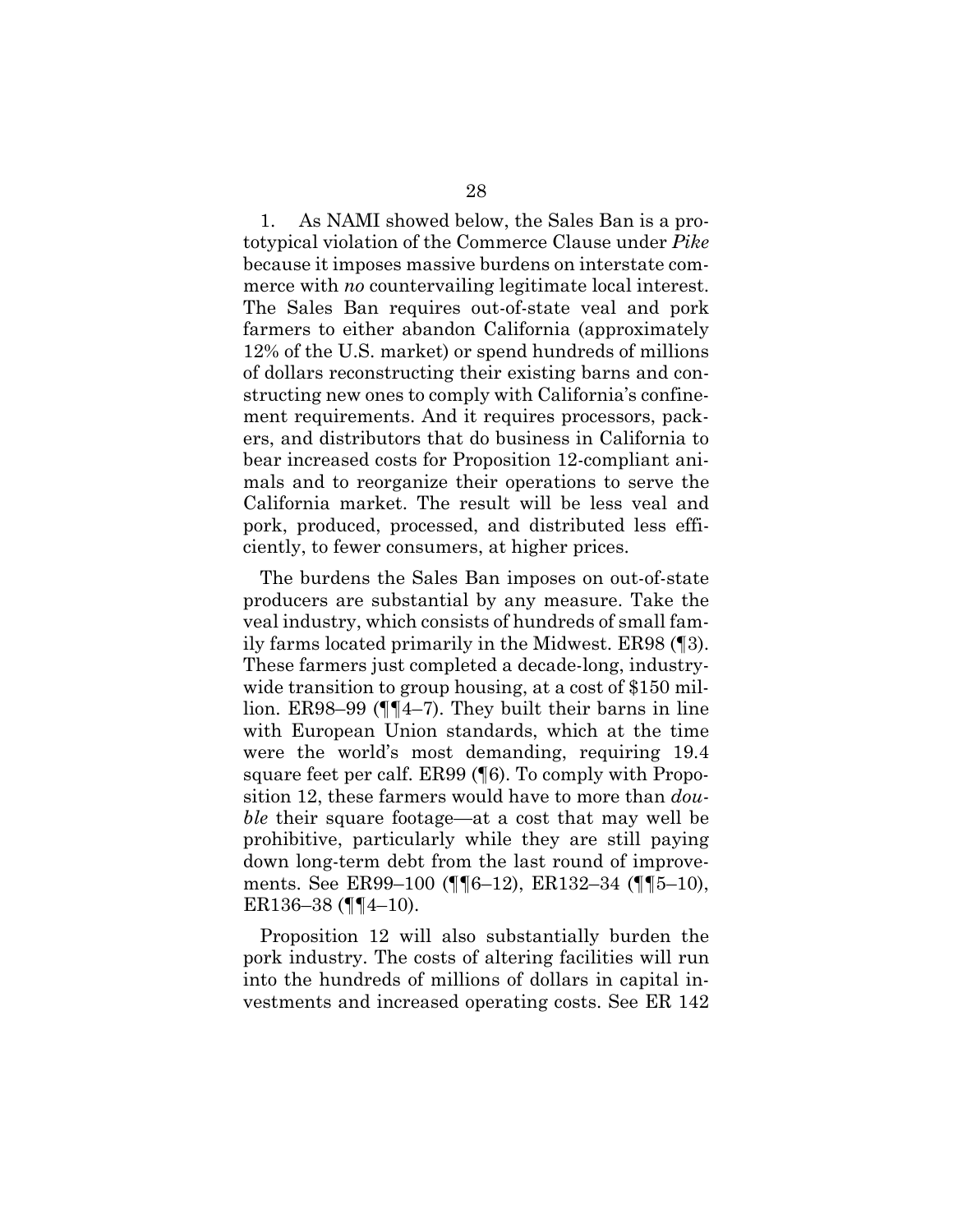1. As NAMI showed below, the Sales Ban is a prototypical violation of the Commerce Clause under *Pike* because it imposes massive burdens on interstate commerce with *no* countervailing legitimate local interest. The Sales Ban requires out-of-state veal and pork farmers to either abandon California (approximately 12% of the U.S. market) or spend hundreds of millions of dollars reconstructing their existing barns and constructing new ones to comply with California's confinement requirements. And it requires processors, packers, and distributors that do business in California to bear increased costs for Proposition 12-compliant animals and to reorganize their operations to serve the California market. The result will be less veal and pork, produced, processed, and distributed less efficiently, to fewer consumers, at higher prices.

The burdens the Sales Ban imposes on out-of-state producers are substantial by any measure. Take the veal industry, which consists of hundreds of small family farms located primarily in the Midwest. ER98 (¶3). These farmers just completed a decade-long, industry-wide transition to group housing, at a cost of $150 million. ER98–99 (¶¶4–7). They built their barns in line with European Union standards, which at the time were the world's most demanding, requiring 19.4 square feet per calf. ER99 (¶6). To comply with Proposition 12, these farmers would have to more than *double* their square footage—at a cost that may well be prohibitive, particularly while they are still paying down long-term debt from the last round of improvements. See ER99–100 (¶¶6–12), ER132–34 (¶¶5–10), ER136–38 (¶¶4–10).

Proposition 12 will also substantially burden the pork industry. The costs of altering facilities will run into the hundreds of millions of dollars in capital investments and increased operating costs. See ER 142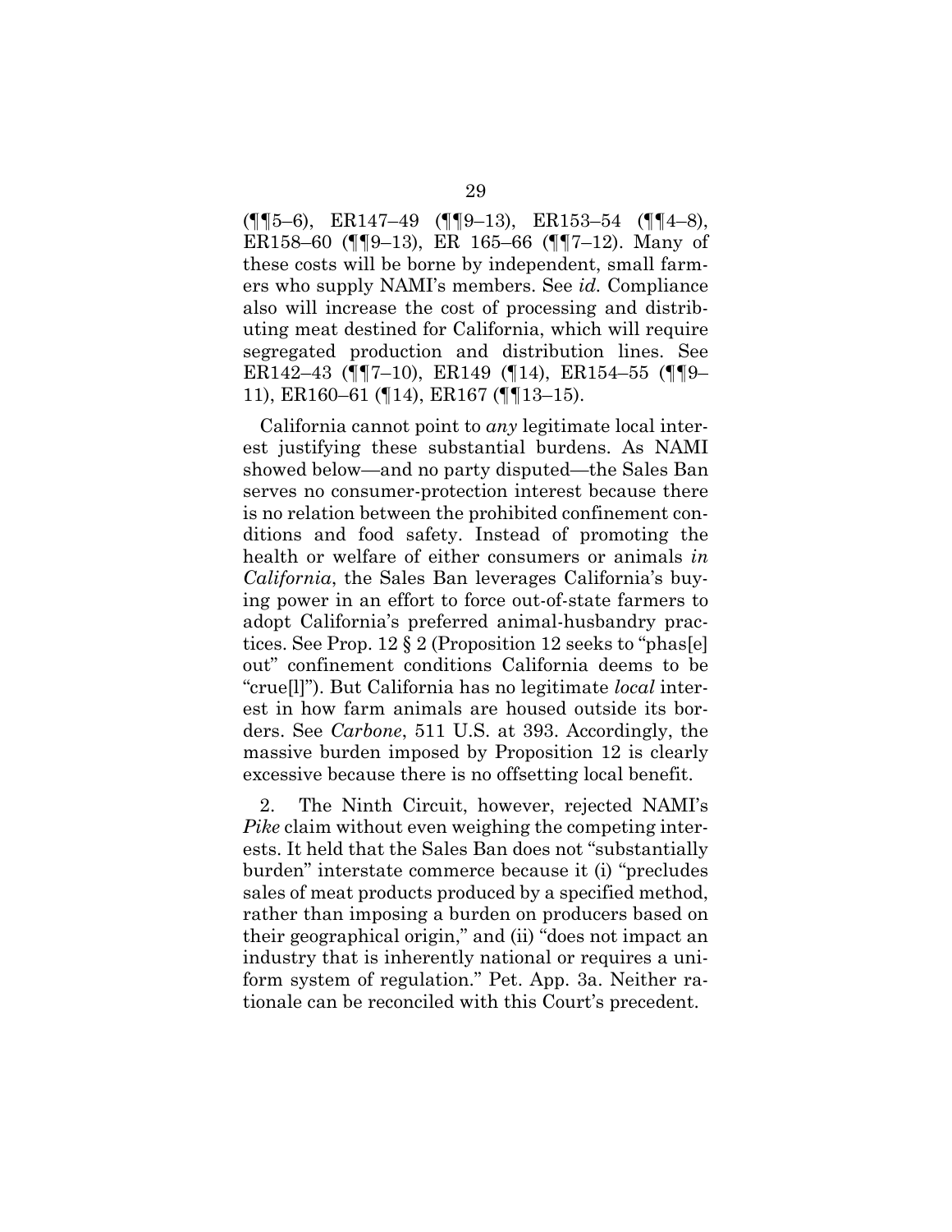(¶¶5–6), ER147–49 (¶¶9–13), ER153–54 (¶¶4–8), ER158–60 (¶¶9–13), ER 165–66 (¶¶7–12). Many of these costs will be borne by independent, small farmers who supply NAMI's members. See *id.* Compliance also will increase the cost of processing and distributing meat destined for California, which will require segregated production and distribution lines. See ER142–43 (¶¶7–10), ER149 (¶14), ER154–55 (¶¶9–11), ER160–61 (¶14), ER167 (¶¶13–15).

California cannot point to *any* legitimate local interest justifying these substantial burdens. As NAMI showed below—and no party disputed—the Sales Ban serves no consumer-protection interest because there is no relation between the prohibited confinement conditions and food safety. Instead of promoting the health or welfare of either consumers or animals *in California*, the Sales Ban leverages California's buying power in an effort to force out-of-state farmers to adopt California's preferred animal-husbandry practices. See Prop. 12 § 2 (Proposition 12 seeks to "phas[e] out" confinement conditions California deems to be "crue[l]"). But California has no legitimate *local* interest in how farm animals are housed outside its borders. See *Carbone*, 511 U.S. at 393. Accordingly, the massive burden imposed by Proposition 12 is clearly excessive because there is no offsetting local benefit.

2. The Ninth Circuit, however, rejected NAMI's *Pike* claim without even weighing the competing interests. It held that the Sales Ban does not "substantially burden" interstate commerce because it (i) "precludes sales of meat products produced by a specified method, rather than imposing a burden on producers based on their geographical origin," and (ii) "does not impact an industry that is inherently national or requires a uniform system of regulation." Pet. App. 3a. Neither rationale can be reconciled with this Court's precedent.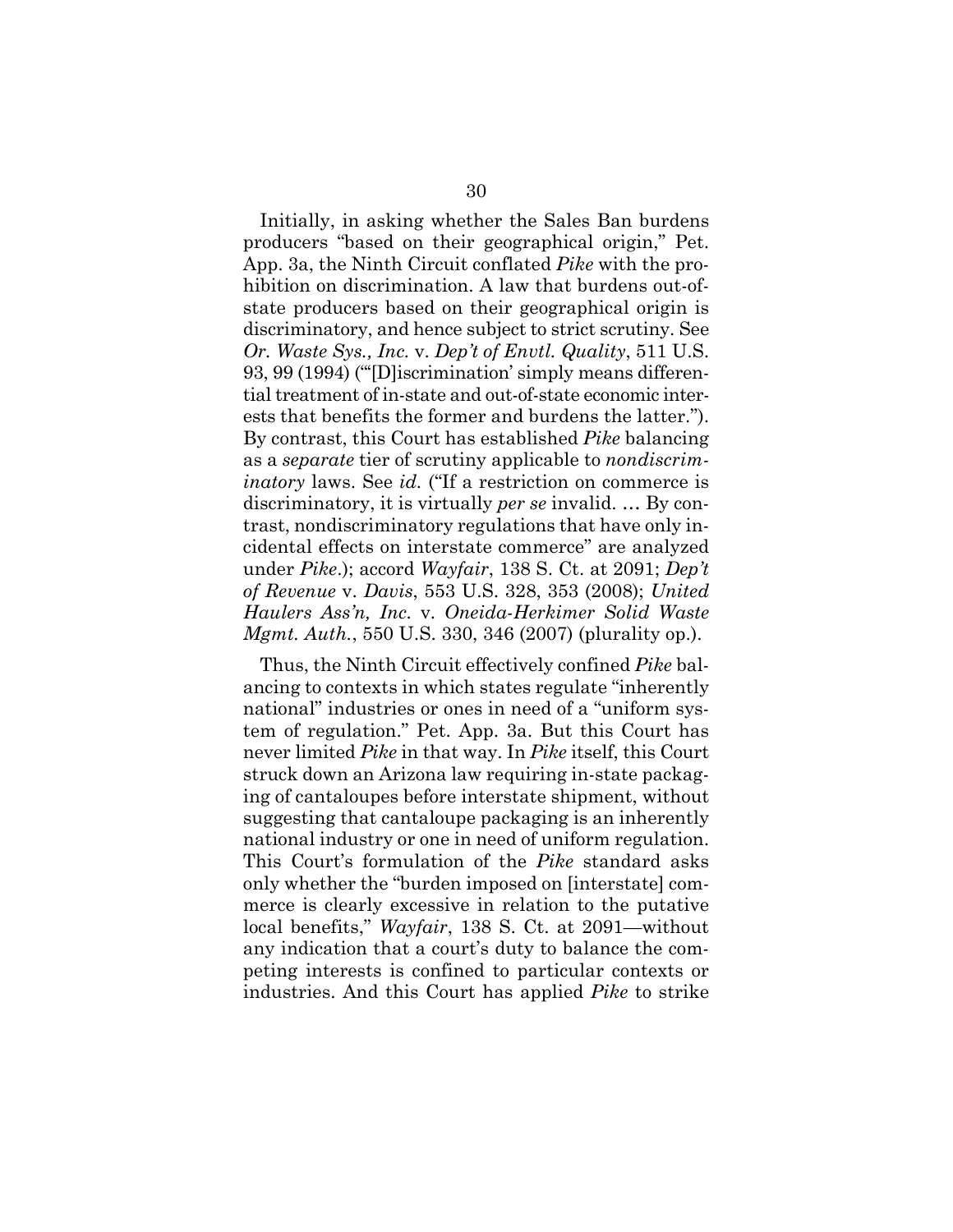Initially, in asking whether the Sales Ban burdens producers "based on their geographical origin," Pet. App. 3a, the Ninth Circuit conflated *Pike* with the prohibition on discrimination. A law that burdens out-of-state producers based on their geographical origin is discriminatory, and hence subject to strict scrutiny. See *Or. Waste Sys., Inc.* v. *Dep't of Envtl. Quality*, 511 U.S. 93, 99 (1994) ("'[D]iscrimination' simply means differential treatment of in-state and out-of-state economic interests that benefits the former and burdens the latter."). By contrast, this Court has established *Pike* balancing as a *separate* tier of scrutiny applicable to *nondiscriminatory* laws. See *id.* ("If a restriction on commerce is discriminatory, it is virtually *per se* invalid. … By contrast, nondiscriminatory regulations that have only incidental effects on interstate commerce" are analyzed under *Pike*.); accord *Wayfair*, 138 S. Ct. at 2091; *Dep't of Revenue* v. *Davis*, 553 U.S. 328, 353 (2008); *United Haulers Ass'n, Inc.* v. *Oneida-Herkimer Solid Waste Mgmt. Auth.*, 550 U.S. 330, 346 (2007) (plurality op.).

Thus, the Ninth Circuit effectively confined *Pike* balancing to contexts in which states regulate "inherently national" industries or ones in need of a "uniform system of regulation." Pet. App. 3a. But this Court has never limited *Pike* in that way. In *Pike* itself, this Court struck down an Arizona law requiring in-state packaging of cantaloupes before interstate shipment, without suggesting that cantaloupe packaging is an inherently national industry or one in need of uniform regulation. This Court's formulation of the *Pike* standard asks only whether the "burden imposed on [interstate] commerce is clearly excessive in relation to the putative local benefits," *Wayfair*, 138 S. Ct. at 2091—without any indication that a court's duty to balance the competing interests is confined to particular contexts or industries. And this Court has applied *Pike* to strike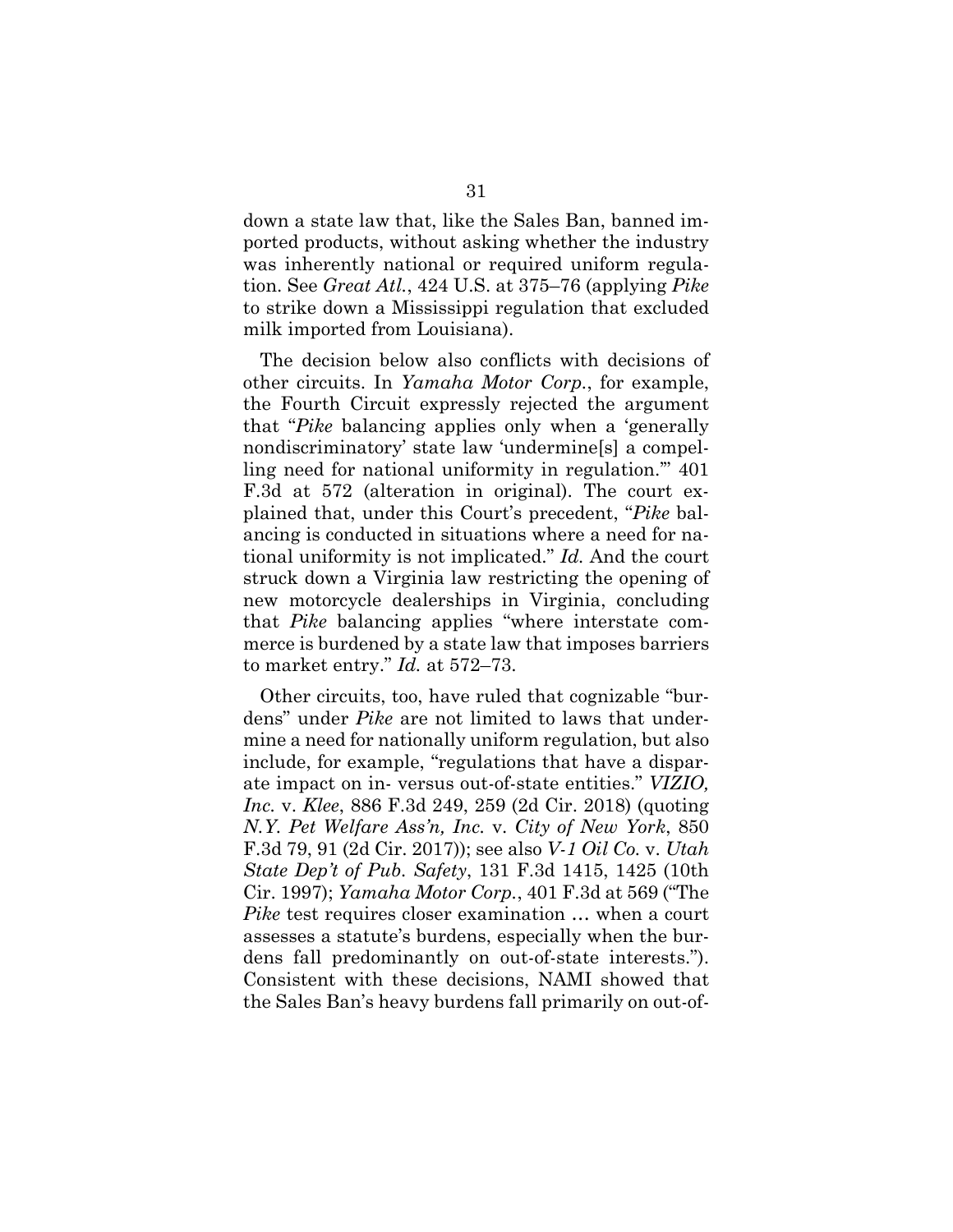down a state law that, like the Sales Ban, banned imported products, without asking whether the industry was inherently national or required uniform regulation. See *Great Atl.*, 424 U.S. at 375–76 (applying *Pike* to strike down a Mississippi regulation that excluded milk imported from Louisiana).

The decision below also conflicts with decisions of other circuits. In *Yamaha Motor Corp.*, for example, the Fourth Circuit expressly rejected the argument that "*Pike* balancing applies only when a 'generally nondiscriminatory' state law 'undermine[s] a compelling need for national uniformity in regulation.'" 401 F.3d at 572 (alteration in original). The court explained that, under this Court's precedent, "*Pike* balancing is conducted in situations where a need for national uniformity is not implicated." *Id.* And the court struck down a Virginia law restricting the opening of new motorcycle dealerships in Virginia, concluding that *Pike* balancing applies "where interstate commerce is burdened by a state law that imposes barriers to market entry." *Id.* at 572–73.

Other circuits, too, have ruled that cognizable "burdens" under *Pike* are not limited to laws that undermine a need for nationally uniform regulation, but also include, for example, "regulations that have a disparate impact on in- versus out-of-state entities." *VIZIO, Inc.* v. *Klee*, 886 F.3d 249, 259 (2d Cir. 2018) (quoting *N.Y. Pet Welfare Ass'n, Inc.* v. *City of New York*, 850 F.3d 79, 91 (2d Cir. 2017)); see also *V-1 Oil Co.* v. *Utah State Dep't of Pub. Safety*, 131 F.3d 1415, 1425 (10th Cir. 1997); *Yamaha Motor Corp.*, 401 F.3d at 569 ("The *Pike* test requires closer examination … when a court assesses a statute's burdens, especially when the burdens fall predominantly on out-of-state interests."). Consistent with these decisions, NAMI showed that the Sales Ban's heavy burdens fall primarily on out-of-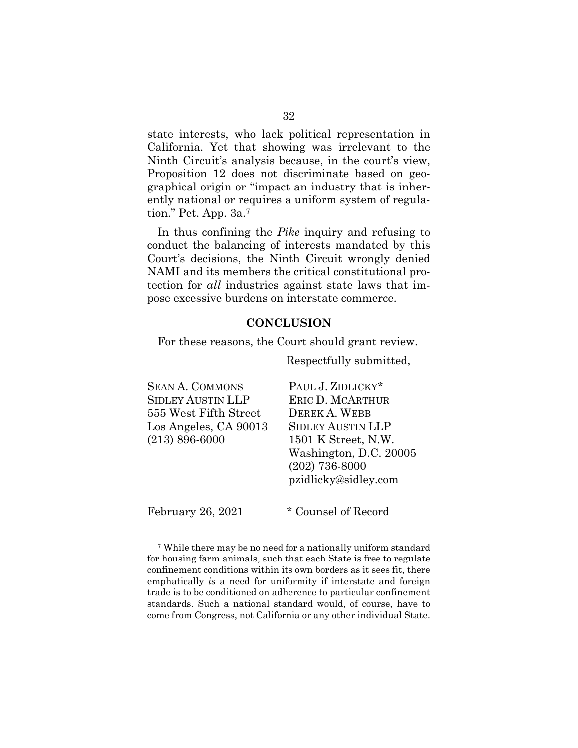state interests, who lack political representation in California. Yet that showing was irrelevant to the Ninth Circuit's analysis because, in the court's view, Proposition 12 does not discriminate based on geographical origin or "impact an industry that is inherently national or requires a uniform system of regulation." Pet. App. 3a.[7]

In thus confining the *Pike* inquiry and refusing to conduct the balancing of interests mandated by this Court's decisions, the Ninth Circuit wrongly denied NAMI and its members the critical constitutional protection for *all* industries against state laws that impose excessive burdens on interstate commerce.

## CONCLUSION

For these reasons, the Court should grant review.

Respectfully submitted,

SEAN A. COMMONS
SIDLEY AUSTIN LLP
555 West Fifth Street
Los Angeles, CA 90013
(213) 896-6000

PAUL J. ZIDLICKY*
ERIC D. MCARTHUR
DEREK A. WEBB
SIDLEY AUSTIN LLP
1501 K Street, N.W.
Washington, D.C. 20005
(202) 736-8000
pzidlicky@sidley.com

February 26, 2021

\* Counsel of Record

---

[7] While there may be no need for a nationally uniform standard for housing farm animals, such that each State is free to regulate confinement conditions within its own borders as it sees fit, there emphatically *is* a need for uniformity if interstate and foreign trade is to be conditioned on adherence to particular confinement standards. Such a national standard would, of course, have to come from Congress, not California or any other individual State.